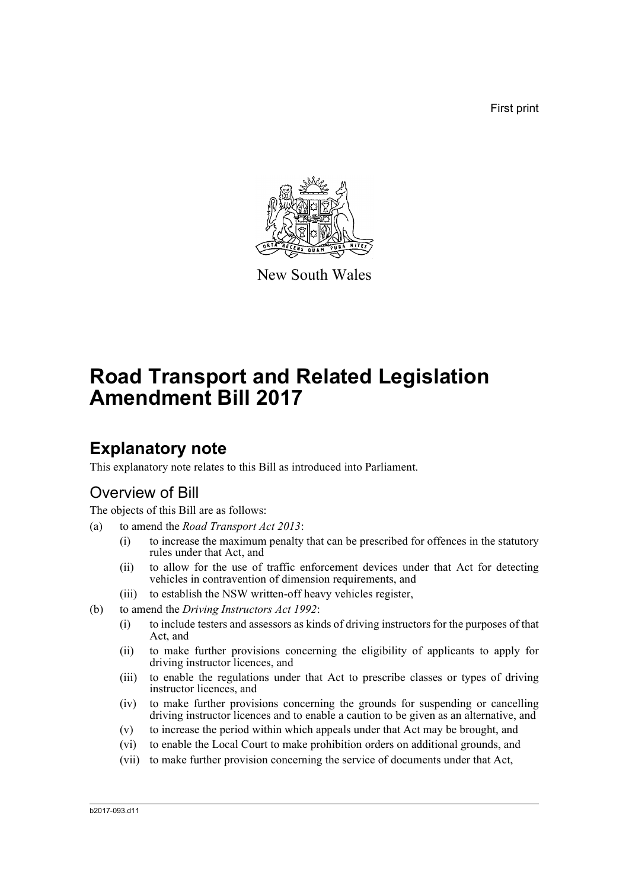First print

New South Wales

# Road Transport and Related Legislation Amendment Bill 2017

## Explanatory note

This explanatory note relates to this Bill as introduced into Parliament.

### Overview of Bill

The objects of this Bill are as follows:

(a) to amend the *Road Transport Act 2013*:

  (i) to increase the maximum penalty that can be prescribed for offences in the statutory rules under that Act, and

  (ii) to allow for the use of traffic enforcement devices under that Act for detecting vehicles in contravention of dimension requirements, and

  (iii) to establish the NSW written-off heavy vehicles register,

(b) to amend the *Driving Instructors Act 1992*:

  (i) to include testers and assessors as kinds of driving instructors for the purposes of that Act, and

  (ii) to make further provisions concerning the eligibility of applicants to apply for driving instructor licences, and

  (iii) to enable the regulations under that Act to prescribe classes or types of driving instructor licences, and

  (iv) to make further provisions concerning the grounds for suspending or cancelling driving instructor licences and to enable a caution to be given as an alternative, and

  (v) to increase the period within which appeals under that Act may be brought, and

  (vi) to enable the Local Court to make prohibition orders on additional grounds, and

  (vii) to make further provision concerning the service of documents under that Act,

b2017-093.d11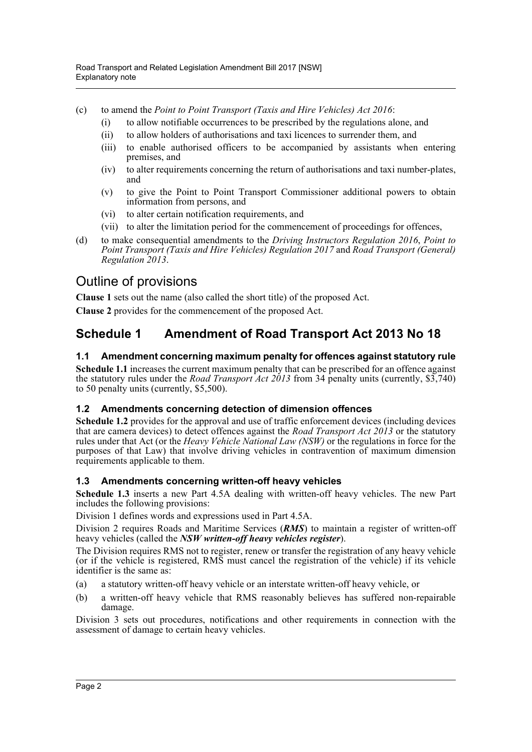(c) to amend the *Point to Point Transport (Taxis and Hire Vehicles) Act 2016*:

  (i) to allow notifiable occurrences to be prescribed by the regulations alone, and

  (ii) to allow holders of authorisations and taxi licences to surrender them, and

  (iii) to enable authorised officers to be accompanied by assistants when entering premises, and

  (iv) to alter requirements concerning the return of authorisations and taxi number-plates, and

  (v) to give the Point to Point Transport Commissioner additional powers to obtain information from persons, and

  (vi) to alter certain notification requirements, and

  (vii) to alter the limitation period for the commencement of proceedings for offences,

(d) to make consequential amendments to the *Driving Instructors Regulation 2016*, *Point to Point Transport (Taxis and Hire Vehicles) Regulation 2017* and *Road Transport (General) Regulation 2013*.

## Outline of provisions

**Clause 1** sets out the name (also called the short title) of the proposed Act.

**Clause 2** provides for the commencement of the proposed Act.

## Schedule 1 Amendment of Road Transport Act 2013 No 18

### 1.1 Amendment concerning maximum penalty for offences against statutory rule

**Schedule 1.1** increases the current maximum penalty that can be prescribed for an offence against the statutory rules under the *Road Transport Act 2013* from 34 penalty units (currently, $3,740) to 50 penalty units (currently, $5,500).

### 1.2 Amendments concerning detection of dimension offences

**Schedule 1.2** provides for the approval and use of traffic enforcement devices (including devices that are camera devices) to detect offences against the *Road Transport Act 2013* or the statutory rules under that Act (or the *Heavy Vehicle National Law (NSW)* or the regulations in force for the purposes of that Law) that involve driving vehicles in contravention of maximum dimension requirements applicable to them.

### 1.3 Amendments concerning written-off heavy vehicles

**Schedule 1.3** inserts a new Part 4.5A dealing with written-off heavy vehicles. The new Part includes the following provisions:

Division 1 defines words and expressions used in Part 4.5A.

Division 2 requires Roads and Maritime Services (***RMS***) to maintain a register of written-off heavy vehicles (called the ***NSW written-off heavy vehicles register***).

The Division requires RMS not to register, renew or transfer the registration of any heavy vehicle (or if the vehicle is registered, RMS must cancel the registration of the vehicle) if its vehicle identifier is the same as:

(a) a statutory written-off heavy vehicle or an interstate written-off heavy vehicle, or

(b) a written-off heavy vehicle that RMS reasonably believes has suffered non-repairable damage.

Division 3 sets out procedures, notifications and other requirements in connection with the assessment of damage to certain heavy vehicles.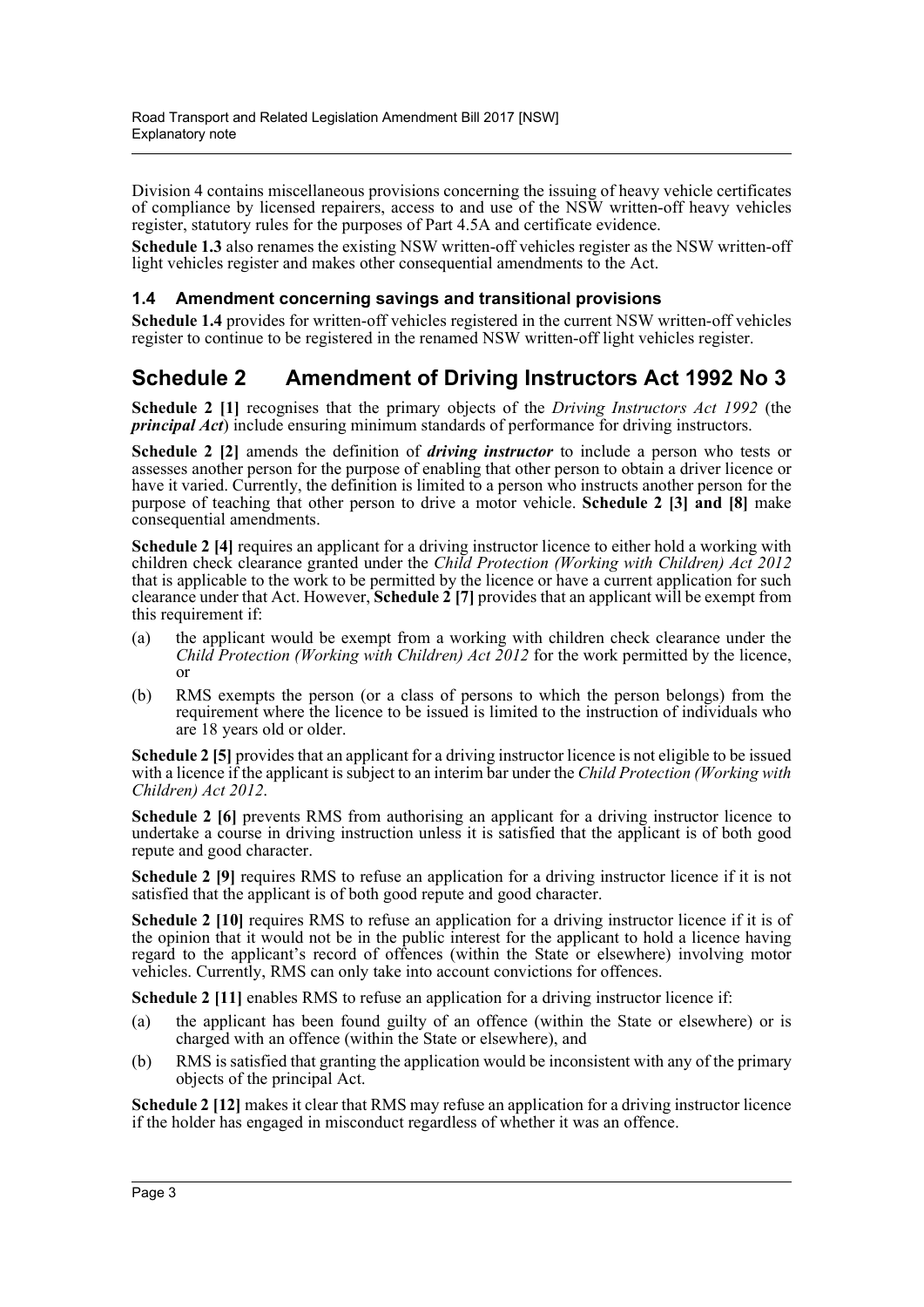Division 4 contains miscellaneous provisions concerning the issuing of heavy vehicle certificates of compliance by licensed repairers, access to and use of the NSW written-off heavy vehicles register, statutory rules for the purposes of Part 4.5A and certificate evidence.

**Schedule 1.3** also renames the existing NSW written-off vehicles register as the NSW written-off light vehicles register and makes other consequential amendments to the Act.

### 1.4 Amendment concerning savings and transitional provisions

**Schedule 1.4** provides for written-off vehicles registered in the current NSW written-off vehicles register to continue to be registered in the renamed NSW written-off light vehicles register.

## Schedule 2 Amendment of Driving Instructors Act 1992 No 3

**Schedule 2 [1]** recognises that the primary objects of the *Driving Instructors Act 1992* (the ***principal Act***) include ensuring minimum standards of performance for driving instructors.

**Schedule 2 [2]** amends the definition of ***driving instructor*** to include a person who tests or assesses another person for the purpose of enabling that other person to obtain a driver licence or have it varied. Currently, the definition is limited to a person who instructs another person for the purpose of teaching that other person to drive a motor vehicle. **Schedule 2 [3] and [8]** make consequential amendments.

**Schedule 2 [4]** requires an applicant for a driving instructor licence to either hold a working with children check clearance granted under the *Child Protection (Working with Children) Act 2012* that is applicable to the work to be permitted by the licence or have a current application for such clearance under that Act. However, **Schedule 2 [7]** provides that an applicant will be exempt from this requirement if:

(a) the applicant would be exempt from a working with children check clearance under the *Child Protection (Working with Children) Act 2012* for the work permitted by the licence, or

(b) RMS exempts the person (or a class of persons to which the person belongs) from the requirement where the licence to be issued is limited to the instruction of individuals who are 18 years old or older.

**Schedule 2 [5]** provides that an applicant for a driving instructor licence is not eligible to be issued with a licence if the applicant is subject to an interim bar under the *Child Protection (Working with Children) Act 2012*.

**Schedule 2 [6]** prevents RMS from authorising an applicant for a driving instructor licence to undertake a course in driving instruction unless it is satisfied that the applicant is of both good repute and good character.

**Schedule 2 [9]** requires RMS to refuse an application for a driving instructor licence if it is not satisfied that the applicant is of both good repute and good character.

**Schedule 2 [10]** requires RMS to refuse an application for a driving instructor licence if it is of the opinion that it would not be in the public interest for the applicant to hold a licence having regard to the applicant's record of offences (within the State or elsewhere) involving motor vehicles. Currently, RMS can only take into account convictions for offences.

**Schedule 2 [11]** enables RMS to refuse an application for a driving instructor licence if:

(a) the applicant has been found guilty of an offence (within the State or elsewhere) or is charged with an offence (within the State or elsewhere), and

(b) RMS is satisfied that granting the application would be inconsistent with any of the primary objects of the principal Act.

**Schedule 2 [12]** makes it clear that RMS may refuse an application for a driving instructor licence if the holder has engaged in misconduct regardless of whether it was an offence.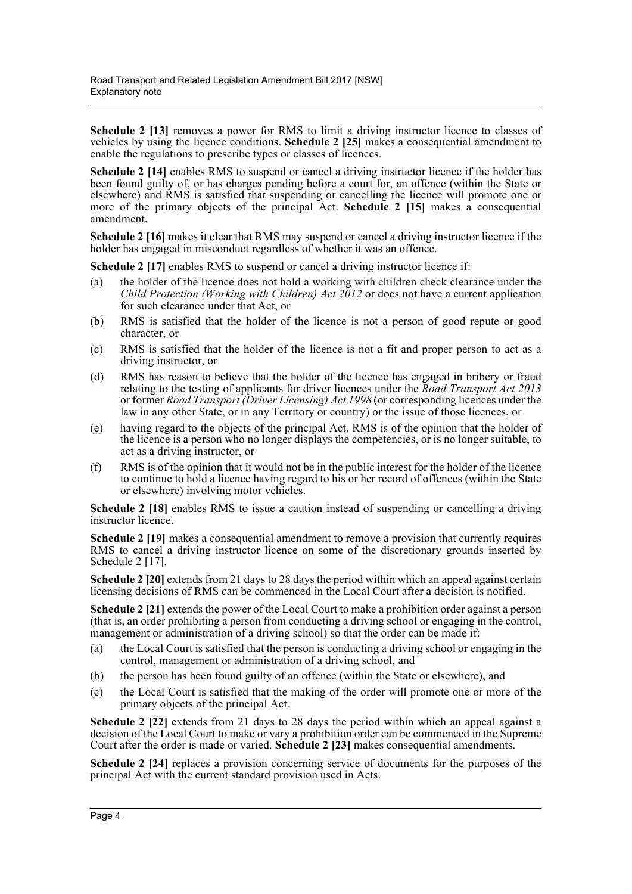**Schedule 2 [13]** removes a power for RMS to limit a driving instructor licence to classes of vehicles by using the licence conditions. **Schedule 2 [25]** makes a consequential amendment to enable the regulations to prescribe types or classes of licences.

**Schedule 2 [14]** enables RMS to suspend or cancel a driving instructor licence if the holder has been found guilty of, or has charges pending before a court for, an offence (within the State or elsewhere) and RMS is satisfied that suspending or cancelling the licence will promote one or more of the primary objects of the principal Act. **Schedule 2 [15]** makes a consequential amendment.

**Schedule 2 [16]** makes it clear that RMS may suspend or cancel a driving instructor licence if the holder has engaged in misconduct regardless of whether it was an offence.

**Schedule 2 [17]** enables RMS to suspend or cancel a driving instructor licence if:

(a) the holder of the licence does not hold a working with children check clearance under the *Child Protection (Working with Children) Act 2012* or does not have a current application for such clearance under that Act, or

(b) RMS is satisfied that the holder of the licence is not a person of good repute or good character, or

(c) RMS is satisfied that the holder of the licence is not a fit and proper person to act as a driving instructor, or

(d) RMS has reason to believe that the holder of the licence has engaged in bribery or fraud relating to the testing of applicants for driver licences under the *Road Transport Act 2013* or former *Road Transport (Driver Licensing) Act 1998* (or corresponding licences under the law in any other State, or in any Territory or country) or the issue of those licences, or

(e) having regard to the objects of the principal Act, RMS is of the opinion that the holder of the licence is a person who no longer displays the competencies, or is no longer suitable, to act as a driving instructor, or

(f) RMS is of the opinion that it would not be in the public interest for the holder of the licence to continue to hold a licence having regard to his or her record of offences (within the State or elsewhere) involving motor vehicles.

**Schedule 2 [18]** enables RMS to issue a caution instead of suspending or cancelling a driving instructor licence.

**Schedule 2 [19]** makes a consequential amendment to remove a provision that currently requires RMS to cancel a driving instructor licence on some of the discretionary grounds inserted by Schedule 2 [17].

**Schedule 2 [20]** extends from 21 days to 28 days the period within which an appeal against certain licensing decisions of RMS can be commenced in the Local Court after a decision is notified.

**Schedule 2 [21]** extends the power of the Local Court to make a prohibition order against a person (that is, an order prohibiting a person from conducting a driving school or engaging in the control, management or administration of a driving school) so that the order can be made if:

(a) the Local Court is satisfied that the person is conducting a driving school or engaging in the control, management or administration of a driving school, and

(b) the person has been found guilty of an offence (within the State or elsewhere), and

(c) the Local Court is satisfied that the making of the order will promote one or more of the primary objects of the principal Act.

**Schedule 2 [22]** extends from 21 days to 28 days the period within which an appeal against a decision of the Local Court to make or vary a prohibition order can be commenced in the Supreme Court after the order is made or varied. **Schedule 2 [23]** makes consequential amendments.

**Schedule 2 [24]** replaces a provision concerning service of documents for the purposes of the principal Act with the current standard provision used in Acts.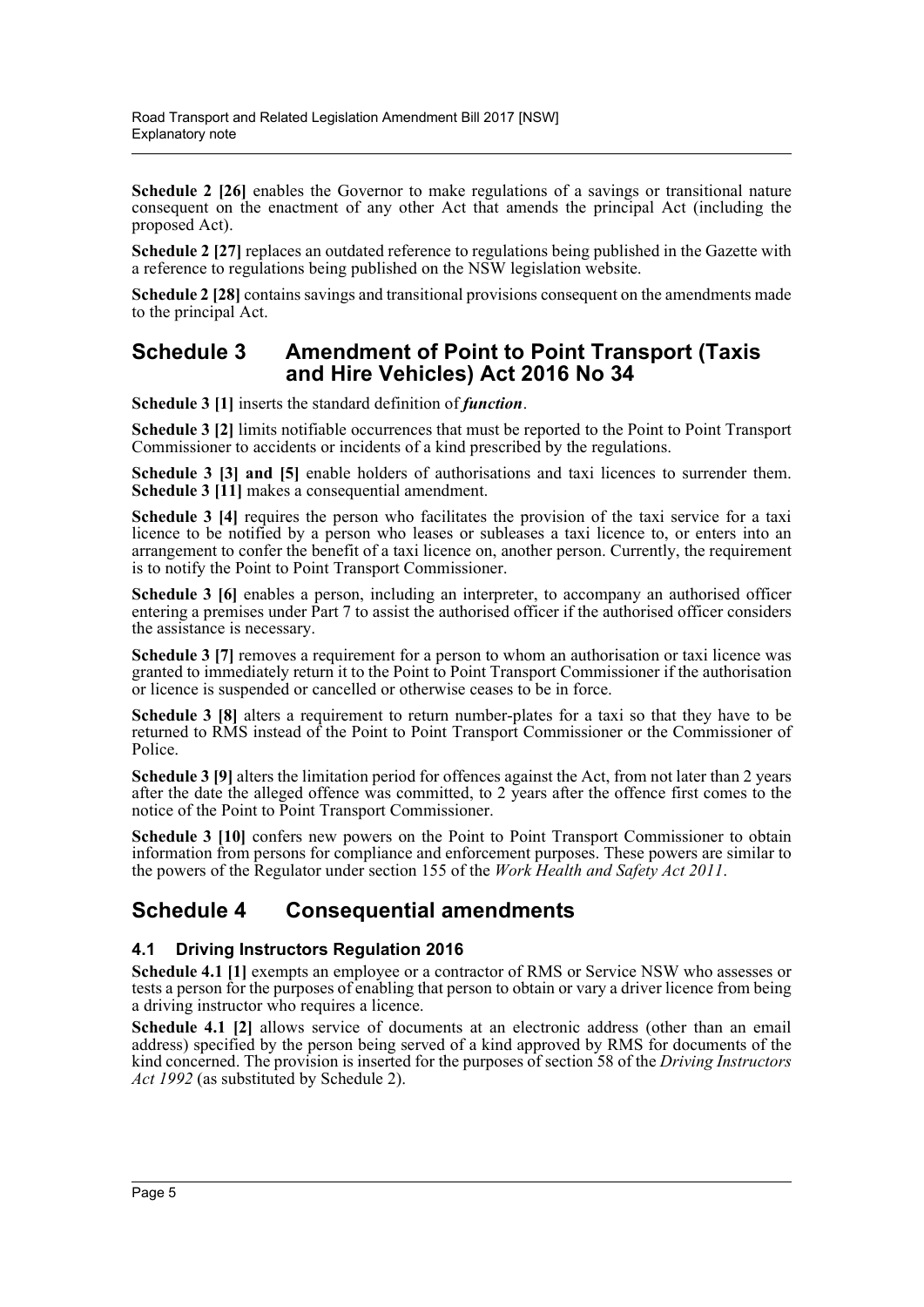**Schedule 2 [26]** enables the Governor to make regulations of a savings or transitional nature consequent on the enactment of any other Act that amends the principal Act (including the proposed Act).

**Schedule 2 [27]** replaces an outdated reference to regulations being published in the Gazette with a reference to regulations being published on the NSW legislation website.

**Schedule 2 [28]** contains savings and transitional provisions consequent on the amendments made to the principal Act.

## Schedule 3 Amendment of Point to Point Transport (Taxis and Hire Vehicles) Act 2016 No 34

**Schedule 3 [1]** inserts the standard definition of ***function***.

**Schedule 3 [2]** limits notifiable occurrences that must be reported to the Point to Point Transport Commissioner to accidents or incidents of a kind prescribed by the regulations.

**Schedule 3 [3] and [5]** enable holders of authorisations and taxi licences to surrender them. **Schedule 3 [11]** makes a consequential amendment.

**Schedule 3 [4]** requires the person who facilitates the provision of the taxi service for a taxi licence to be notified by a person who leases or subleases a taxi licence to, or enters into an arrangement to confer the benefit of a taxi licence on, another person. Currently, the requirement is to notify the Point to Point Transport Commissioner.

**Schedule 3 [6]** enables a person, including an interpreter, to accompany an authorised officer entering a premises under Part 7 to assist the authorised officer if the authorised officer considers the assistance is necessary.

**Schedule 3 [7]** removes a requirement for a person to whom an authorisation or taxi licence was granted to immediately return it to the Point to Point Transport Commissioner if the authorisation or licence is suspended or cancelled or otherwise ceases to be in force.

**Schedule 3 [8]** alters a requirement to return number-plates for a taxi so that they have to be returned to RMS instead of the Point to Point Transport Commissioner or the Commissioner of Police.

**Schedule 3 [9]** alters the limitation period for offences against the Act, from not later than 2 years after the date the alleged offence was committed, to 2 years after the offence first comes to the notice of the Point to Point Transport Commissioner.

**Schedule 3 [10]** confers new powers on the Point to Point Transport Commissioner to obtain information from persons for compliance and enforcement purposes. These powers are similar to the powers of the Regulator under section 155 of the *Work Health and Safety Act 2011*.

## Schedule 4 Consequential amendments

### 4.1 Driving Instructors Regulation 2016

**Schedule 4.1 [1]** exempts an employee or a contractor of RMS or Service NSW who assesses or tests a person for the purposes of enabling that person to obtain or vary a driver licence from being a driving instructor who requires a licence.

**Schedule 4.1 [2]** allows service of documents at an electronic address (other than an email address) specified by the person being served of a kind approved by RMS for documents of the kind concerned. The provision is inserted for the purposes of section 58 of the *Driving Instructors Act 1992* (as substituted by Schedule 2).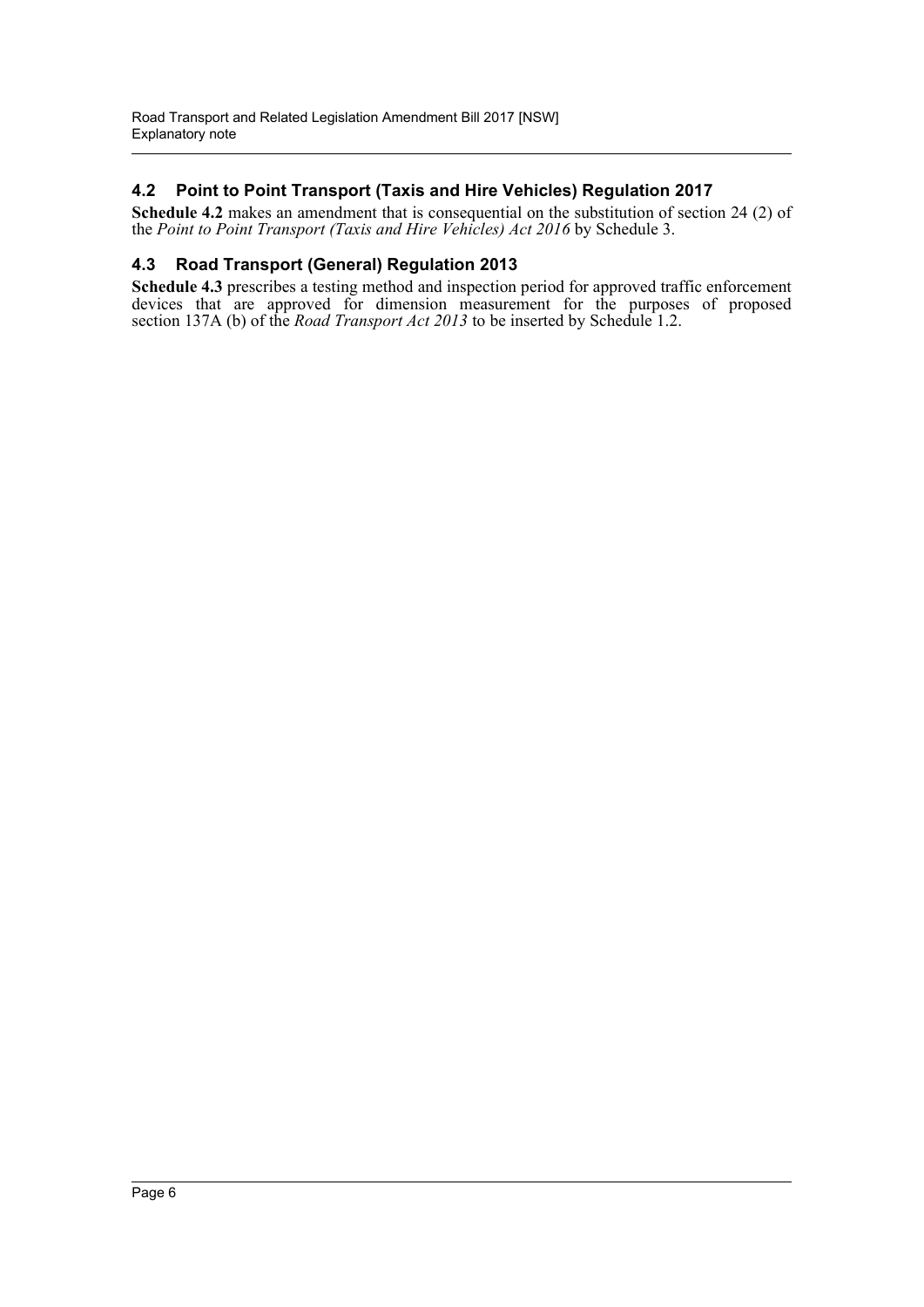## 4.2 Point to Point Transport (Taxis and Hire Vehicles) Regulation 2017

**Schedule 4.2** makes an amendment that is consequential on the substitution of section 24 (2) of the *Point to Point Transport (Taxis and Hire Vehicles) Act 2016* by Schedule 3.

## 4.3 Road Transport (General) Regulation 2013

**Schedule 4.3** prescribes a testing method and inspection period for approved traffic enforcement devices that are approved for dimension measurement for the purposes of proposed section 137A (b) of the *Road Transport Act 2013* to be inserted by Schedule 1.2.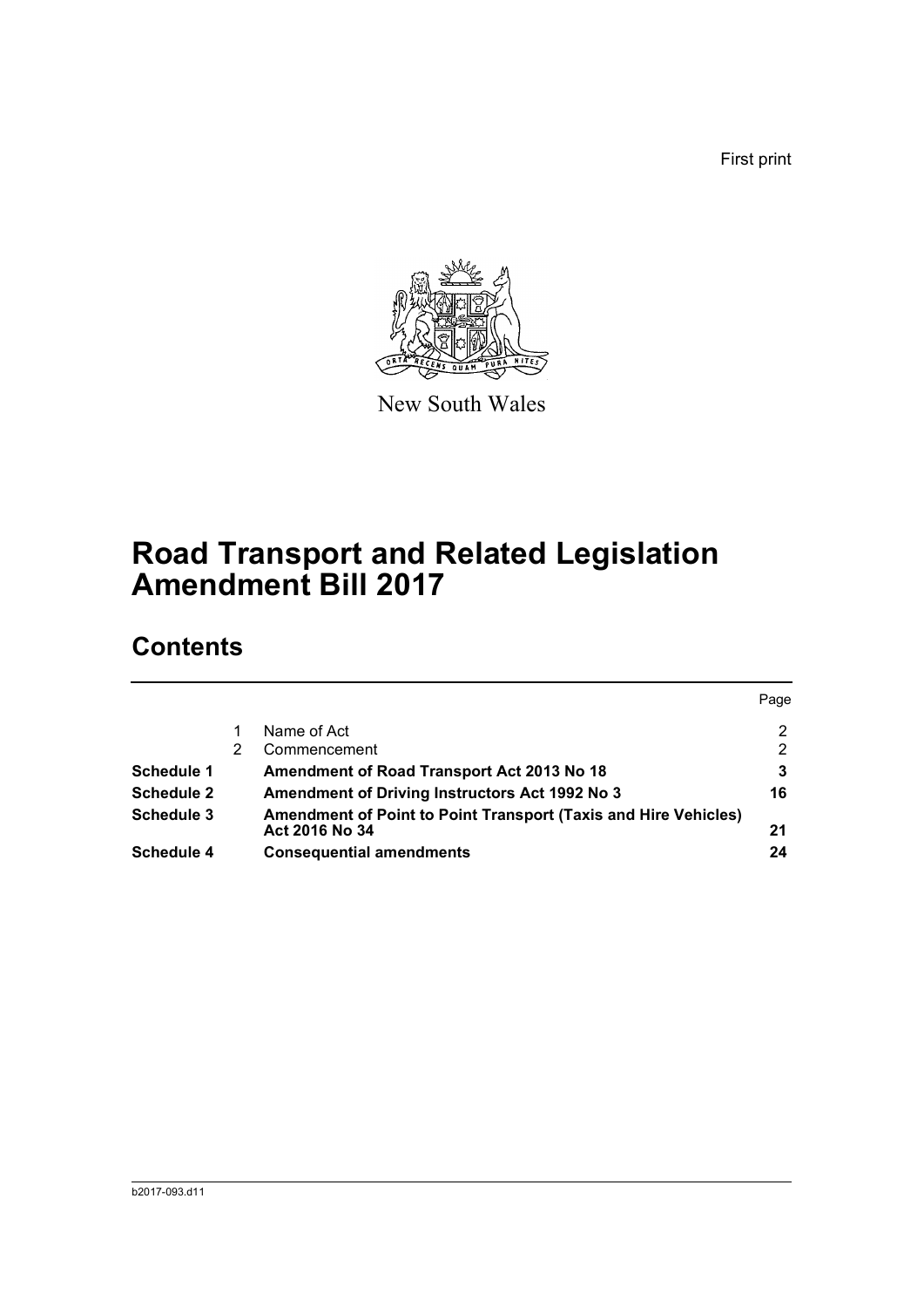First print

New South Wales

# Road Transport and Related Legislation Amendment Bill 2017

## Contents

| | | | Page |
|---|---|---|---|
| | 1 | Name of Act | 2 |
| | 2 | Commencement | 2 |
| **Schedule 1** | | **Amendment of Road Transport Act 2013 No 18** | **3** |
| **Schedule 2** | | **Amendment of Driving Instructors Act 1992 No 3** | **16** |
| **Schedule 3** | | **Amendment of Point to Point Transport (Taxis and Hire Vehicles) Act 2016 No 34** | **21** |
| **Schedule 4** | | **Consequential amendments** | **24** |

b2017-093.d11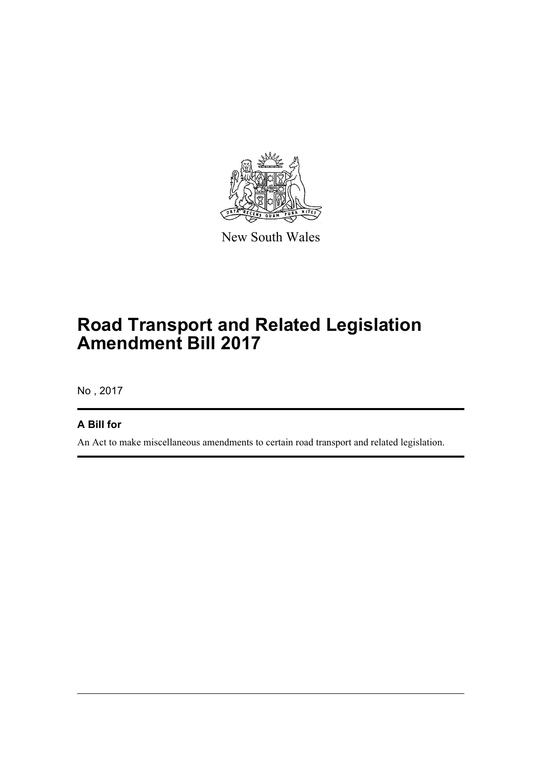New South Wales

# Road Transport and Related Legislation Amendment Bill 2017

No , 2017

## A Bill for

An Act to make miscellaneous amendments to certain road transport and related legislation.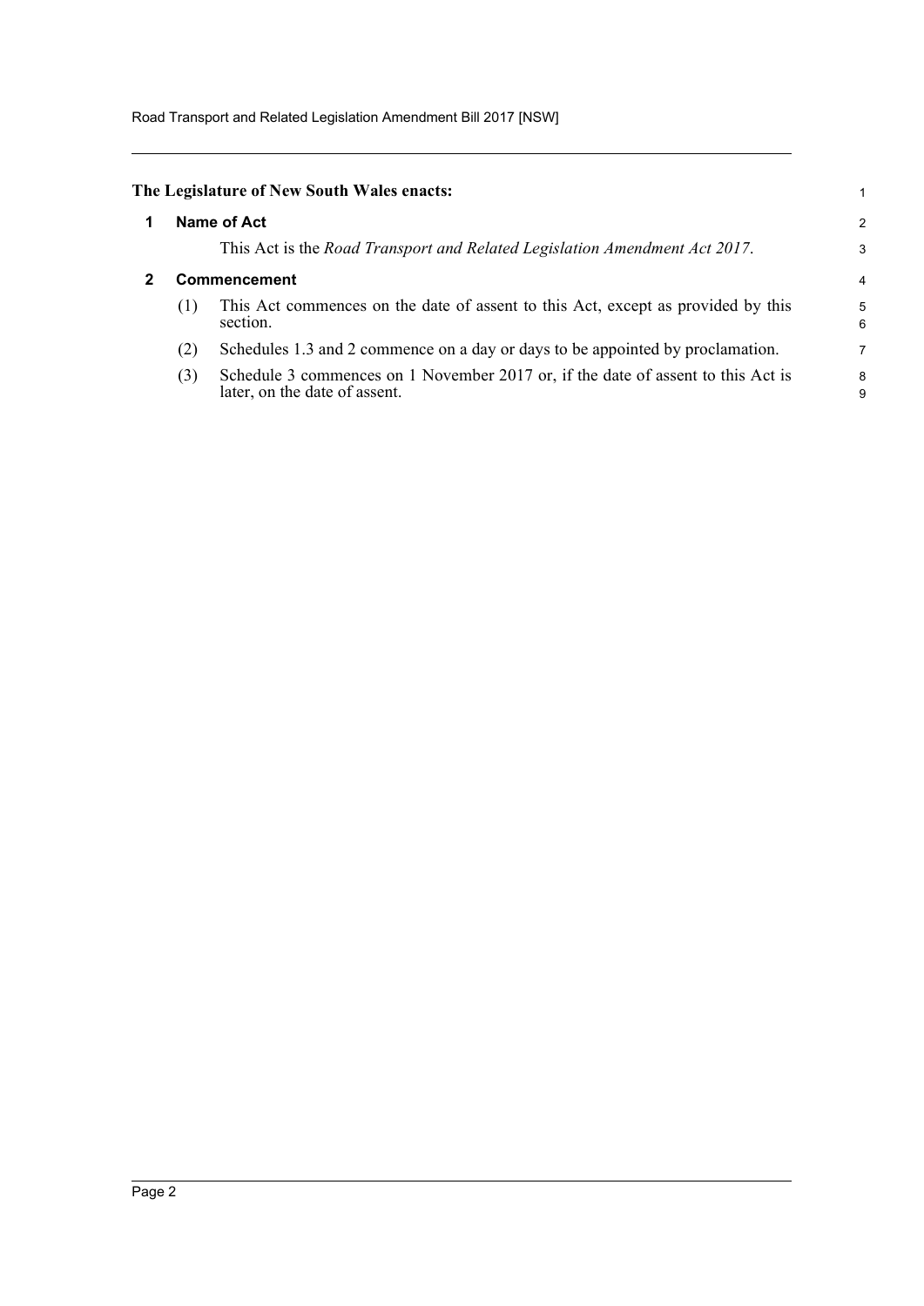**The Legislature of New South Wales enacts:**

## 1 Name of Act

This Act is the *Road Transport and Related Legislation Amendment Act 2017*.

## 2 Commencement

(1) This Act commences on the date of assent to this Act, except as provided by this section.

(2) Schedules 1.3 and 2 commence on a day or days to be appointed by proclamation.

(3) Schedule 3 commences on 1 November 2017 or, if the date of assent to this Act is later, on the date of assent.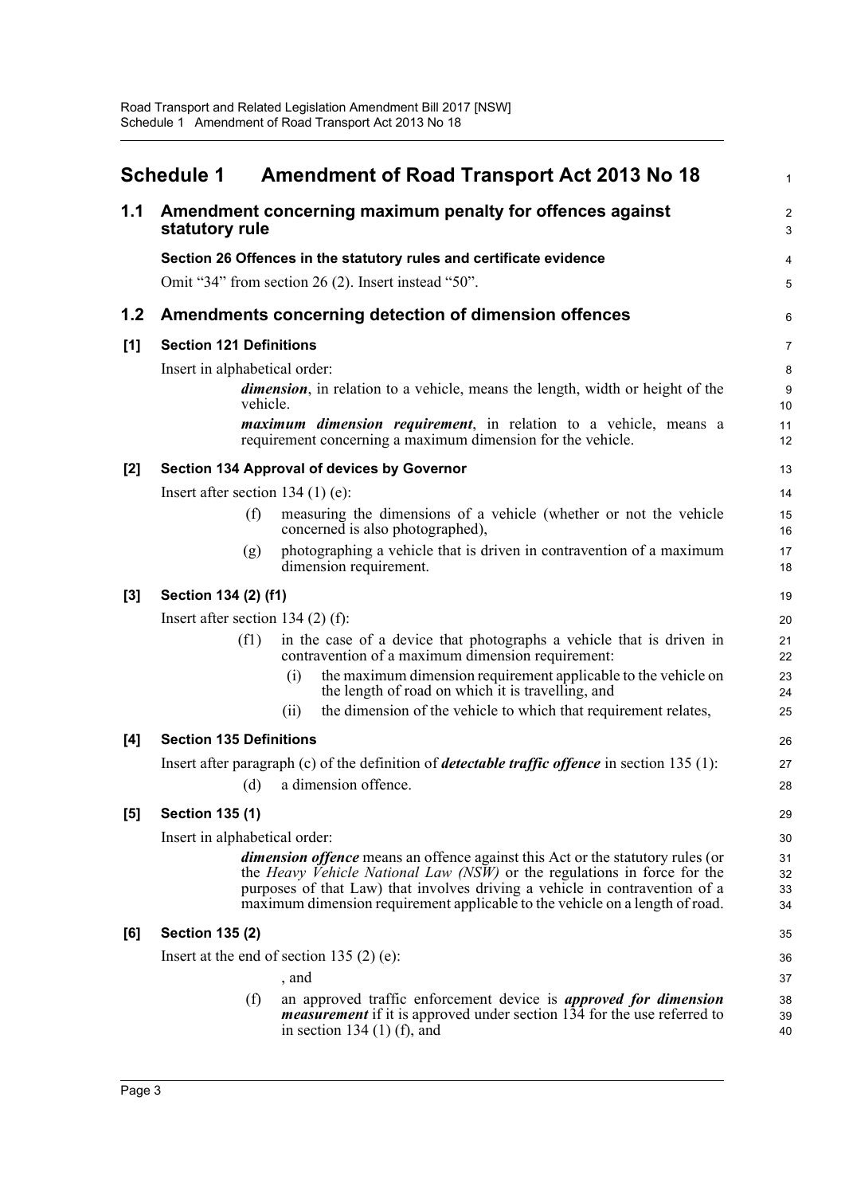# Schedule 1 Amendment of Road Transport Act 2013 No 18

## 1.1 Amendment concerning maximum penalty for offences against statutory rule

**Section 26 Offences in the statutory rules and certificate evidence**

Omit "34" from section 26 (2). Insert instead "50".

## 1.2 Amendments concerning detection of dimension offences

**[1] Section 121 Definitions**

Insert in alphabetical order:

> ***dimension***, in relation to a vehicle, means the length, width or height of the vehicle.
>
> ***maximum dimension requirement***, in relation to a vehicle, means a requirement concerning a maximum dimension for the vehicle.

**[2] Section 134 Approval of devices by Governor**

Insert after section 134 (1) (e):

> (f) measuring the dimensions of a vehicle (whether or not the vehicle concerned is also photographed),
>
> (g) photographing a vehicle that is driven in contravention of a maximum dimension requirement.

**[3] Section 134 (2) (f1)**

Insert after section 134 (2) (f):

> (f1) in the case of a device that photographs a vehicle that is driven in contravention of a maximum dimension requirement:
>
> (i) the maximum dimension requirement applicable to the vehicle on the length of road on which it is travelling, and
>
> (ii) the dimension of the vehicle to which that requirement relates,

**[4] Section 135 Definitions**

Insert after paragraph (c) of the definition of ***detectable traffic offence*** in section 135 (1):

> (d) a dimension offence.

**[5] Section 135 (1)**

Insert in alphabetical order:

> ***dimension offence*** means an offence against this Act or the statutory rules (or the *Heavy Vehicle National Law (NSW)* or the regulations in force for the purposes of that Law) that involves driving a vehicle in contravention of a maximum dimension requirement applicable to the vehicle on a length of road.

**[6] Section 135 (2)**

Insert at the end of section 135 (2) (e):

> , and
>
> (f) an approved traffic enforcement device is ***approved for dimension measurement*** if it is approved under section 134 for the use referred to in section 134 (1) (f), and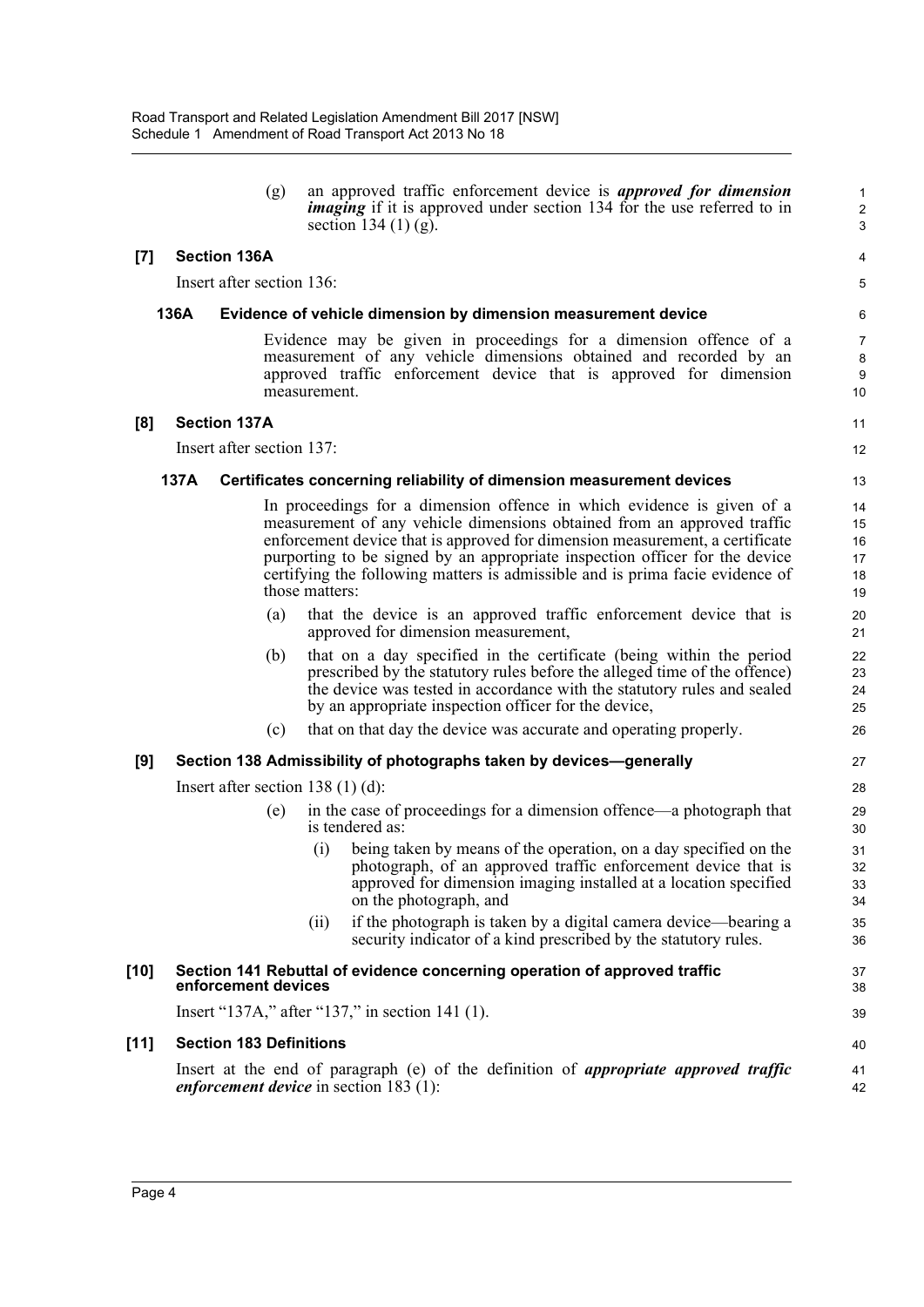(g) an approved traffic enforcement device is ***approved for dimension imaging*** if it is approved under section 134 for the use referred to in section 134 (1) (g).

**[7] Section 136A**

Insert after section 136:

**136A Evidence of vehicle dimension by dimension measurement device**

Evidence may be given in proceedings for a dimension offence of a measurement of any vehicle dimensions obtained and recorded by an approved traffic enforcement device that is approved for dimension measurement.

**[8] Section 137A**

Insert after section 137:

**137A Certificates concerning reliability of dimension measurement devices**

In proceedings for a dimension offence in which evidence is given of a measurement of any vehicle dimensions obtained from an approved traffic enforcement device that is approved for dimension measurement, a certificate purporting to be signed by an appropriate inspection officer for the device certifying the following matters is admissible and is prima facie evidence of those matters:

(a) that the device is an approved traffic enforcement device that is approved for dimension measurement,

(b) that on a day specified in the certificate (being within the period prescribed by the statutory rules before the alleged time of the offence) the device was tested in accordance with the statutory rules and sealed by an appropriate inspection officer for the device,

(c) that on that day the device was accurate and operating properly.

**[9] Section 138 Admissibility of photographs taken by devices—generally**

Insert after section 138 (1) (d):

(e) in the case of proceedings for a dimension offence—a photograph that is tendered as:

(i) being taken by means of the operation, on a day specified on the photograph, of an approved traffic enforcement device that is approved for dimension imaging installed at a location specified on the photograph, and

(ii) if the photograph is taken by a digital camera device—bearing a security indicator of a kind prescribed by the statutory rules.

**[10] Section 141 Rebuttal of evidence concerning operation of approved traffic enforcement devices**

Insert "137A," after "137," in section 141 (1).

**[11] Section 183 Definitions**

Insert at the end of paragraph (e) of the definition of ***appropriate approved traffic enforcement device*** in section 183 (1):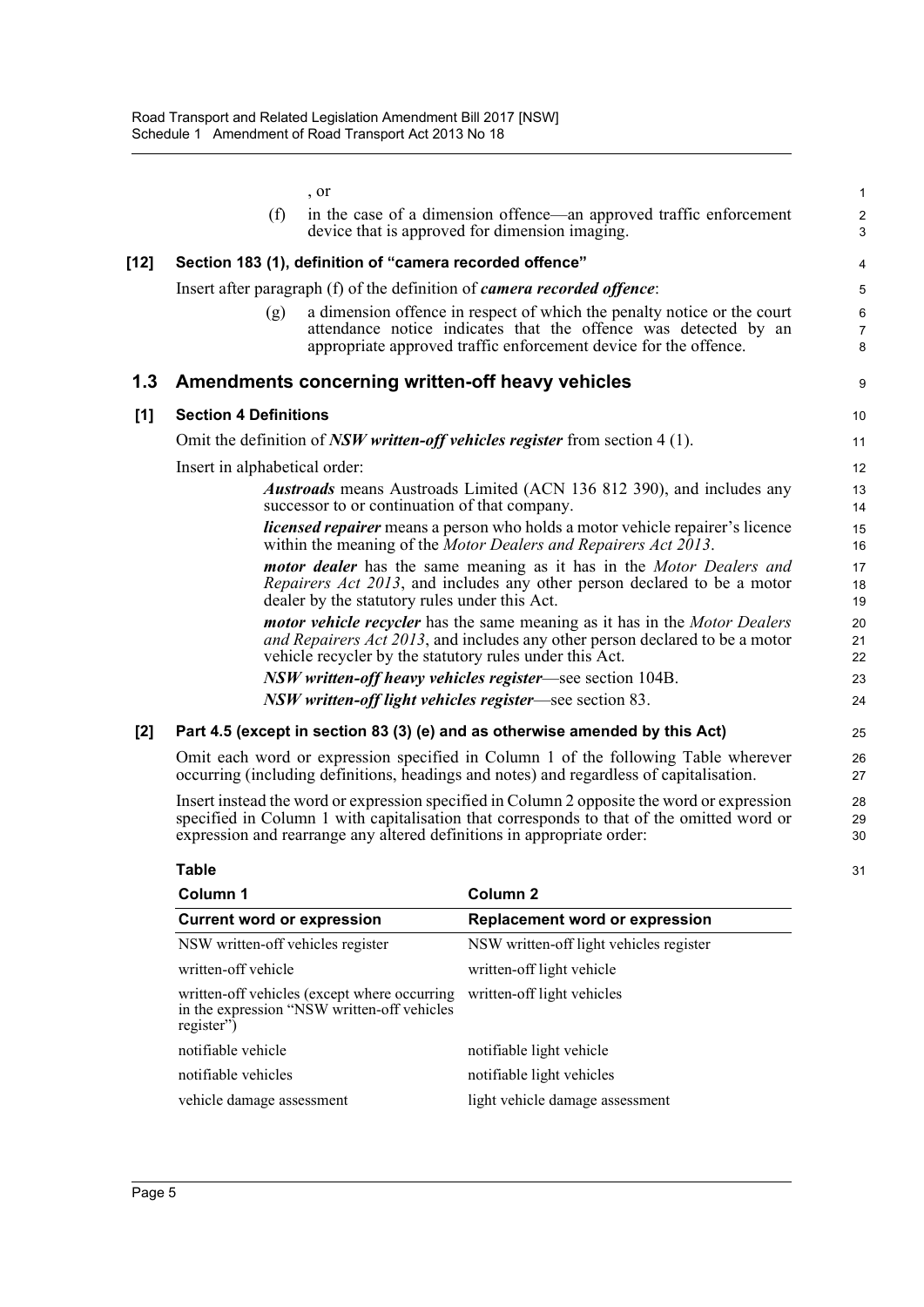, or

(f) in the case of a dimension offence—an approved traffic enforcement device that is approved for dimension imaging.

**[12] Section 183 (1), definition of "camera recorded offence"**

Insert after paragraph (f) of the definition of ***camera recorded offence***:

(g) a dimension offence in respect of which the penalty notice or the court attendance notice indicates that the offence was detected by an appropriate approved traffic enforcement device for the offence.

## 1.3 Amendments concerning written-off heavy vehicles

**[1] Section 4 Definitions**

Omit the definition of ***NSW written-off vehicles register*** from section 4 (1).

Insert in alphabetical order:

***Austroads*** means Austroads Limited (ACN 136 812 390), and includes any successor to or continuation of that company.

***licensed repairer*** means a person who holds a motor vehicle repairer's licence within the meaning of the *Motor Dealers and Repairers Act 2013*.

***motor dealer*** has the same meaning as it has in the *Motor Dealers and Repairers Act 2013*, and includes any other person declared to be a motor dealer by the statutory rules under this Act.

***motor vehicle recycler*** has the same meaning as it has in the *Motor Dealers and Repairers Act 2013*, and includes any other person declared to be a motor vehicle recycler by the statutory rules under this Act.

***NSW written-off heavy vehicles register***—see section 104B.

***NSW written-off light vehicles register***—see section 83.

**[2] Part 4.5 (except in section 83 (3) (e) and as otherwise amended by this Act)**

Omit each word or expression specified in Column 1 of the following Table wherever occurring (including definitions, headings and notes) and regardless of capitalisation.

Insert instead the word or expression specified in Column 2 opposite the word or expression specified in Column 1 with capitalisation that corresponds to that of the omitted word or expression and rearrange any altered definitions in appropriate order:

**Table**

| Column 1<br>**Current word or expression** | Column 2<br>**Replacement word or expression** |
|---|---|
| NSW written-off vehicles register | NSW written-off light vehicles register |
| written-off vehicle | written-off light vehicle |
| written-off vehicles (except where occurring in the expression "NSW written-off vehicles register") | written-off light vehicles |
| notifiable vehicle | notifiable light vehicle |
| notifiable vehicles | notifiable light vehicles |
| vehicle damage assessment | light vehicle damage assessment |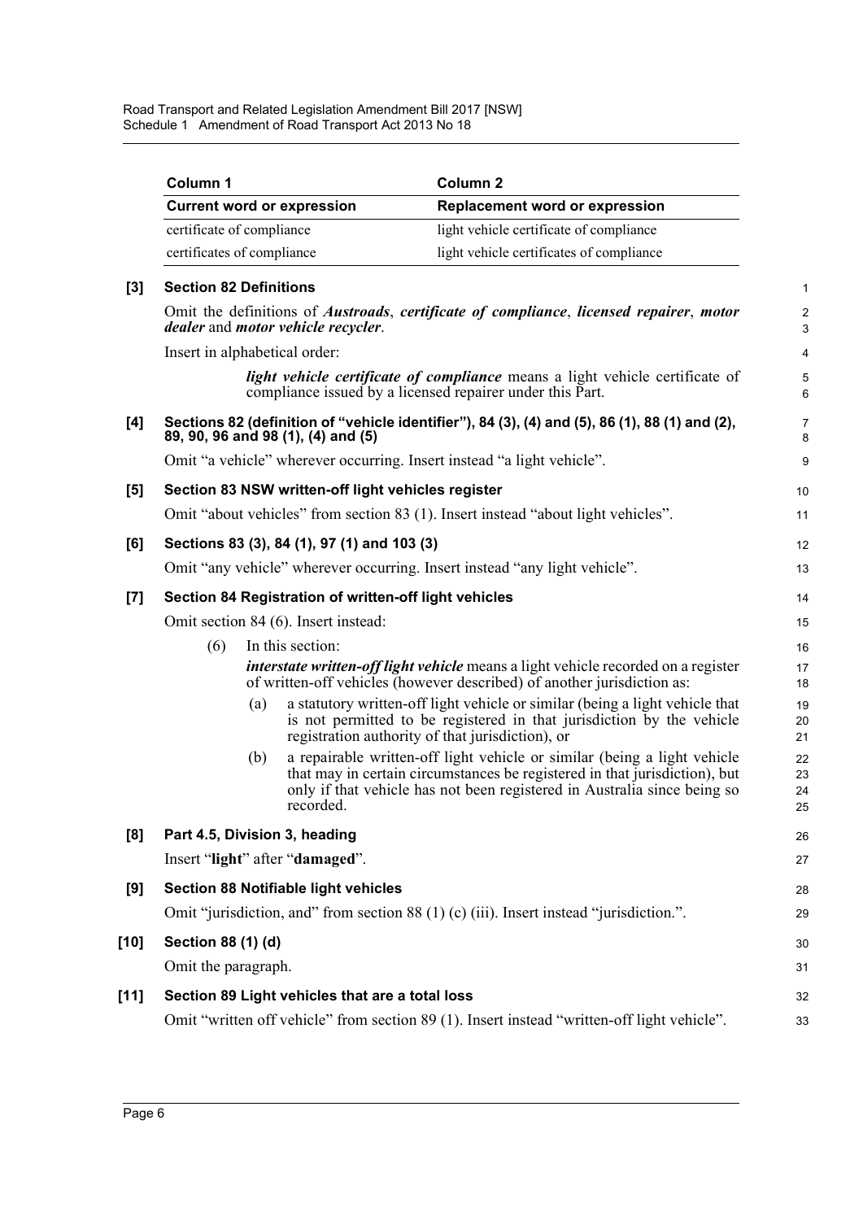| Column 1 | Column 2 |
|---|---|
| **Current word or expression** | **Replacement word or expression** |
| certificate of compliance | light vehicle certificate of compliance |
| certificates of compliance | light vehicle certificates of compliance |

**[3] Section 82 Definitions**

Omit the definitions of ***Austroads***, ***certificate of compliance***, ***licensed repairer***, ***motor dealer*** and ***motor vehicle recycler***.

Insert in alphabetical order:

> ***light vehicle certificate of compliance*** means a light vehicle certificate of compliance issued by a licensed repairer under this Part.

**[4] Sections 82 (definition of "vehicle identifier"), 84 (3), (4) and (5), 86 (1), 88 (1) and (2), 89, 90, 96 and 98 (1), (4) and (5)**

Omit "a vehicle" wherever occurring. Insert instead "a light vehicle".

**[5] Section 83 NSW written-off light vehicles register**

Omit "about vehicles" from section 83 (1). Insert instead "about light vehicles".

**[6] Sections 83 (3), 84 (1), 97 (1) and 103 (3)**

Omit "any vehicle" wherever occurring. Insert instead "any light vehicle".

**[7] Section 84 Registration of written-off light vehicles**

Omit section 84 (6). Insert instead:

(6) In this section:

***interstate written-off light vehicle*** means a light vehicle recorded on a register of written-off vehicles (however described) of another jurisdiction as:

(a) a statutory written-off light vehicle or similar (being a light vehicle that is not permitted to be registered in that jurisdiction by the vehicle registration authority of that jurisdiction), or

(b) a repairable written-off light vehicle or similar (being a light vehicle that may in certain circumstances be registered in that jurisdiction), but only if that vehicle has not been registered in Australia since being so recorded.

**[8] Part 4.5, Division 3, heading**

Insert "**light**" after "**damaged**".

**[9] Section 88 Notifiable light vehicles**

Omit "jurisdiction, and" from section 88 (1) (c) (iii). Insert instead "jurisdiction.".

**[10] Section 88 (1) (d)**

Omit the paragraph.

**[11] Section 89 Light vehicles that are a total loss**

Omit "written off vehicle" from section 89 (1). Insert instead "written-off light vehicle".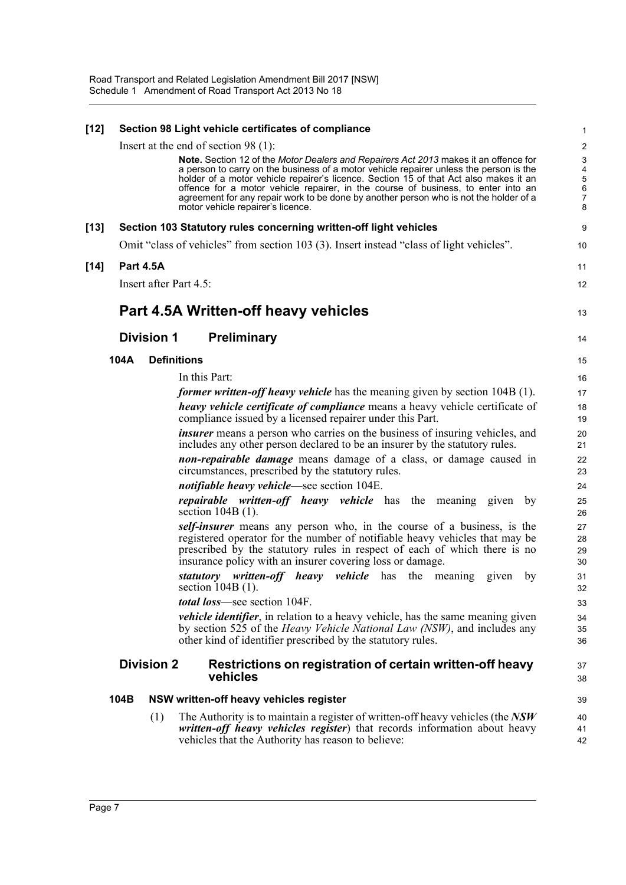**[12] Section 98 Light vehicle certificates of compliance**

Insert at the end of section 98 (1):

> **Note.** Section 12 of the *Motor Dealers and Repairers Act 2013* makes it an offence for a person to carry on the business of a motor vehicle repairer unless the person is the holder of a motor vehicle repairer's licence. Section 15 of that Act also makes it an offence for a motor vehicle repairer, in the course of business, to enter into an agreement for any repair work to be done by another person who is not the holder of a motor vehicle repairer's licence.

**[13] Section 103 Statutory rules concerning written-off light vehicles**

Omit "class of vehicles" from section 103 (3). Insert instead "class of light vehicles".

**[14] Part 4.5A**

Insert after Part 4.5:

# Part 4.5A Written-off heavy vehicles

## Division 1 Preliminary

### 104A Definitions

In this Part:

***former written-off heavy vehicle*** has the meaning given by section 104B (1).

***heavy vehicle certificate of compliance*** means a heavy vehicle certificate of compliance issued by a licensed repairer under this Part.

***insurer*** means a person who carries on the business of insuring vehicles, and includes any other person declared to be an insurer by the statutory rules.

***non-repairable damage*** means damage of a class, or damage caused in circumstances, prescribed by the statutory rules.

***notifiable heavy vehicle***—see section 104E.

***repairable written-off heavy vehicle*** has the meaning given by section 104B (1).

***self-insurer*** means any person who, in the course of a business, is the registered operator for the number of notifiable heavy vehicles that may be prescribed by the statutory rules in respect of each of which there is no insurance policy with an insurer covering loss or damage.

***statutory written-off heavy vehicle*** has the meaning given by section 104B (1).

***total loss***—see section 104F.

***vehicle identifier***, in relation to a heavy vehicle, has the same meaning given by section 525 of the *Heavy Vehicle National Law (NSW)*, and includes any other kind of identifier prescribed by the statutory rules.

## Division 2 Restrictions on registration of certain written-off heavy vehicles

### 104B NSW written-off heavy vehicles register

(1) The Authority is to maintain a register of written-off heavy vehicles (the ***NSW written-off heavy vehicles register***) that records information about heavy vehicles that the Authority has reason to believe: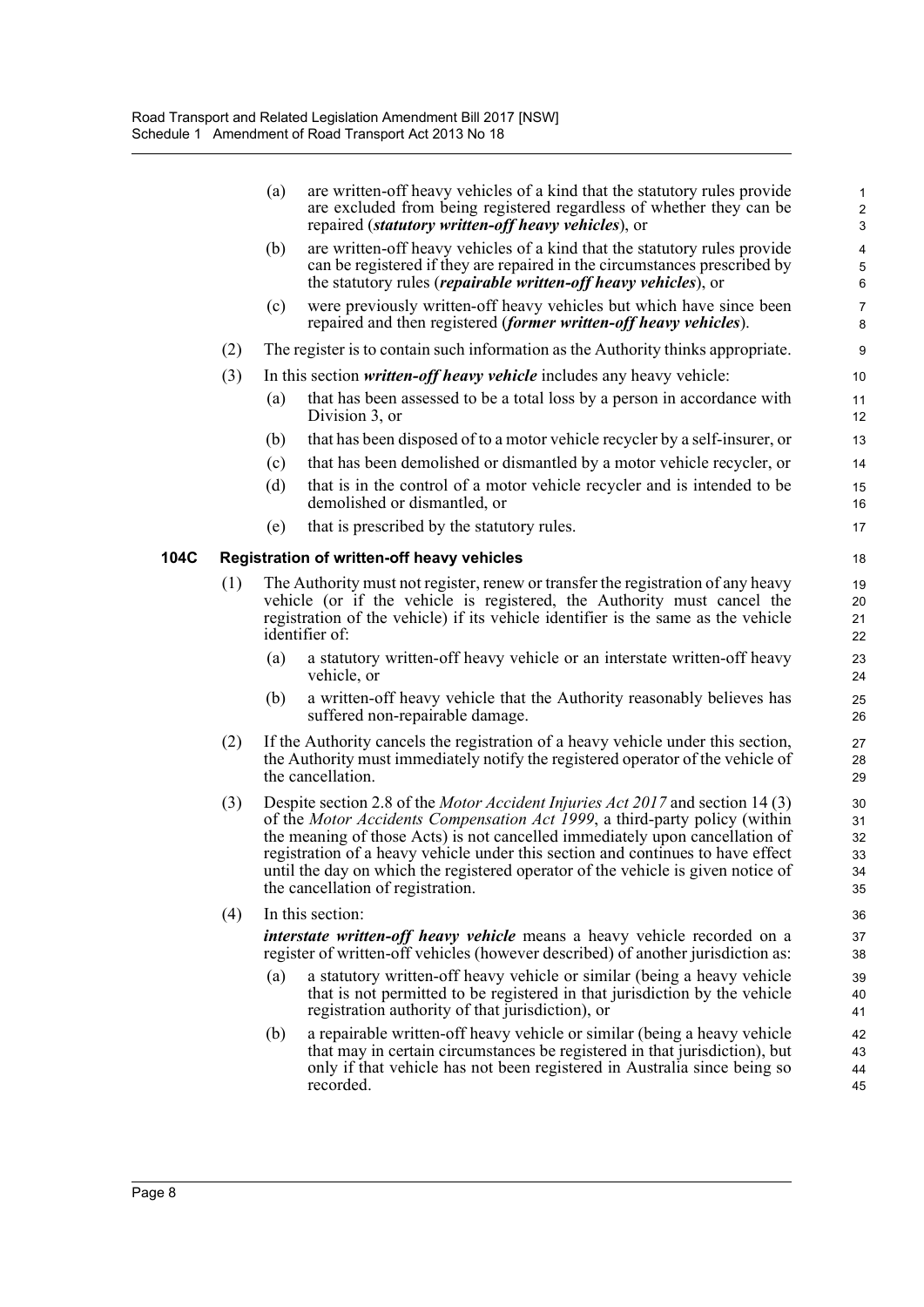(a) are written-off heavy vehicles of a kind that the statutory rules provide are excluded from being registered regardless of whether they can be repaired (***statutory written-off heavy vehicles***), or

(b) are written-off heavy vehicles of a kind that the statutory rules provide can be registered if they are repaired in the circumstances prescribed by the statutory rules (***repairable written-off heavy vehicles***), or

(c) were previously written-off heavy vehicles but which have since been repaired and then registered (***former written-off heavy vehicles***).

(2) The register is to contain such information as the Authority thinks appropriate.

(3) In this section ***written-off heavy vehicle*** includes any heavy vehicle:

(a) that has been assessed to be a total loss by a person in accordance with Division 3, or

(b) that has been disposed of to a motor vehicle recycler by a self-insurer, or

(c) that has been demolished or dismantled by a motor vehicle recycler, or

(d) that is in the control of a motor vehicle recycler and is intended to be demolished or dismantled, or

(e) that is prescribed by the statutory rules.

### 104C Registration of written-off heavy vehicles

(1) The Authority must not register, renew or transfer the registration of any heavy vehicle (or if the vehicle is registered, the Authority must cancel the registration of the vehicle) if its vehicle identifier is the same as the vehicle identifier of:

(a) a statutory written-off heavy vehicle or an interstate written-off heavy vehicle, or

(b) a written-off heavy vehicle that the Authority reasonably believes has suffered non-repairable damage.

(2) If the Authority cancels the registration of a heavy vehicle under this section, the Authority must immediately notify the registered operator of the vehicle of the cancellation.

(3) Despite section 2.8 of the *Motor Accident Injuries Act 2017* and section 14 (3) of the *Motor Accidents Compensation Act 1999*, a third-party policy (within the meaning of those Acts) is not cancelled immediately upon cancellation of registration of a heavy vehicle under this section and continues to have effect until the day on which the registered operator of the vehicle is given notice of the cancellation of registration.

(4) In this section:

***interstate written-off heavy vehicle*** means a heavy vehicle recorded on a register of written-off vehicles (however described) of another jurisdiction as:

(a) a statutory written-off heavy vehicle or similar (being a heavy vehicle that is not permitted to be registered in that jurisdiction by the vehicle registration authority of that jurisdiction), or

(b) a repairable written-off heavy vehicle or similar (being a heavy vehicle that may in certain circumstances be registered in that jurisdiction), but only if that vehicle has not been registered in Australia since being so recorded.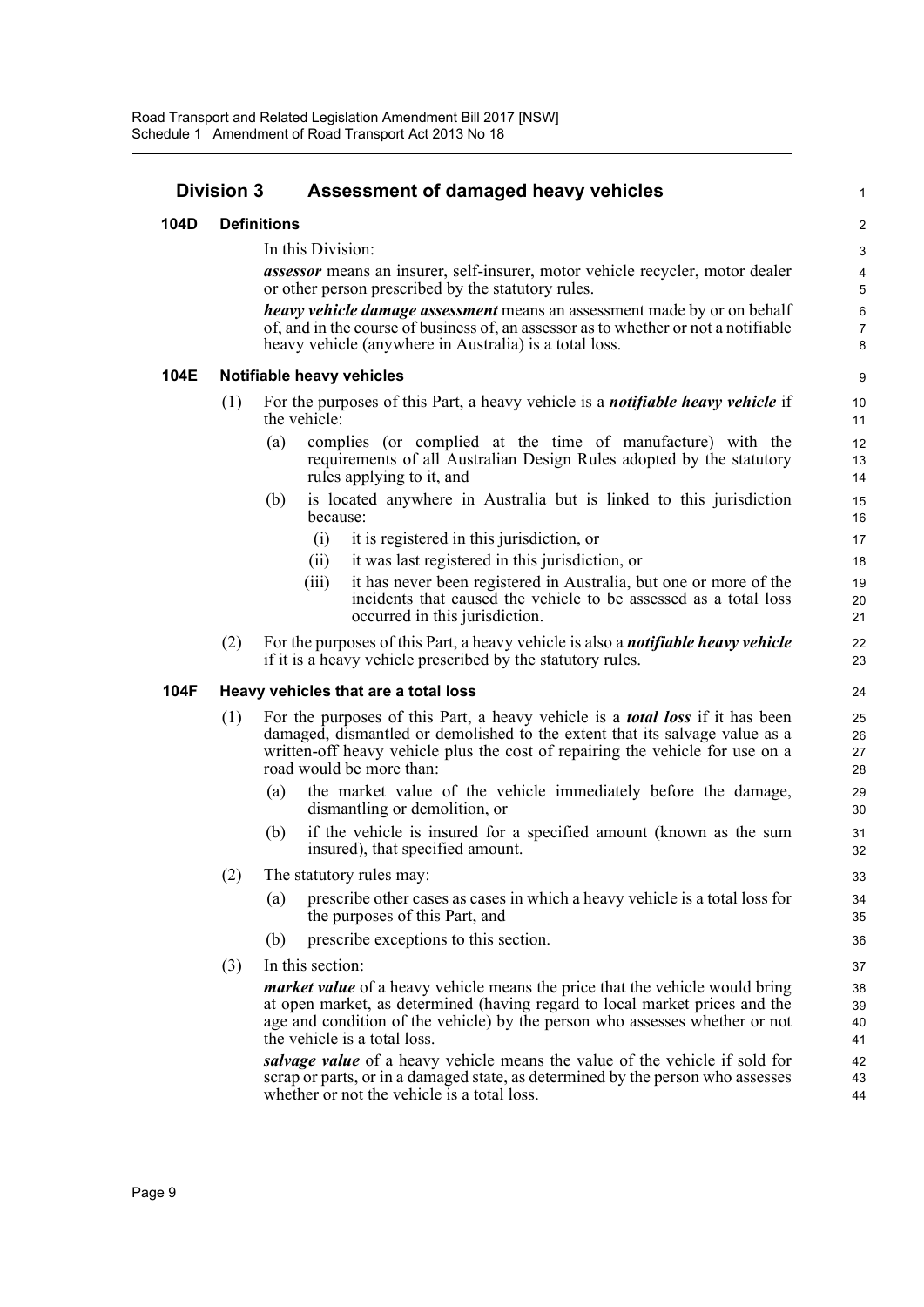## Division 3 Assessment of damaged heavy vehicles

### 104D Definitions

In this Division:

***assessor*** means an insurer, self-insurer, motor vehicle recycler, motor dealer or other person prescribed by the statutory rules.

***heavy vehicle damage assessment*** means an assessment made by or on behalf of, and in the course of business of, an assessor as to whether or not a notifiable heavy vehicle (anywhere in Australia) is a total loss.

### 104E Notifiable heavy vehicles

(1) For the purposes of this Part, a heavy vehicle is a ***notifiable heavy vehicle*** if the vehicle:

- (a) complies (or complied at the time of manufacture) with the requirements of all Australian Design Rules adopted by the statutory rules applying to it, and
- (b) is located anywhere in Australia but is linked to this jurisdiction because:
  - (i) it is registered in this jurisdiction, or
  - (ii) it was last registered in this jurisdiction, or
  - (iii) it has never been registered in Australia, but one or more of the incidents that caused the vehicle to be assessed as a total loss occurred in this jurisdiction.

(2) For the purposes of this Part, a heavy vehicle is also a ***notifiable heavy vehicle*** if it is a heavy vehicle prescribed by the statutory rules.

### 104F Heavy vehicles that are a total loss

(1) For the purposes of this Part, a heavy vehicle is a ***total loss*** if it has been damaged, dismantled or demolished to the extent that its salvage value as a written-off heavy vehicle plus the cost of repairing the vehicle for use on a road would be more than:

- (a) the market value of the vehicle immediately before the damage, dismantling or demolition, or
- (b) if the vehicle is insured for a specified amount (known as the sum insured), that specified amount.

(2) The statutory rules may:

- (a) prescribe other cases as cases in which a heavy vehicle is a total loss for the purposes of this Part, and
- (b) prescribe exceptions to this section.

(3) In this section:

***market value*** of a heavy vehicle means the price that the vehicle would bring at open market, as determined (having regard to local market prices and the age and condition of the vehicle) by the person who assesses whether or not the vehicle is a total loss.

***salvage value*** of a heavy vehicle means the value of the vehicle if sold for scrap or parts, or in a damaged state, as determined by the person who assesses whether or not the vehicle is a total loss.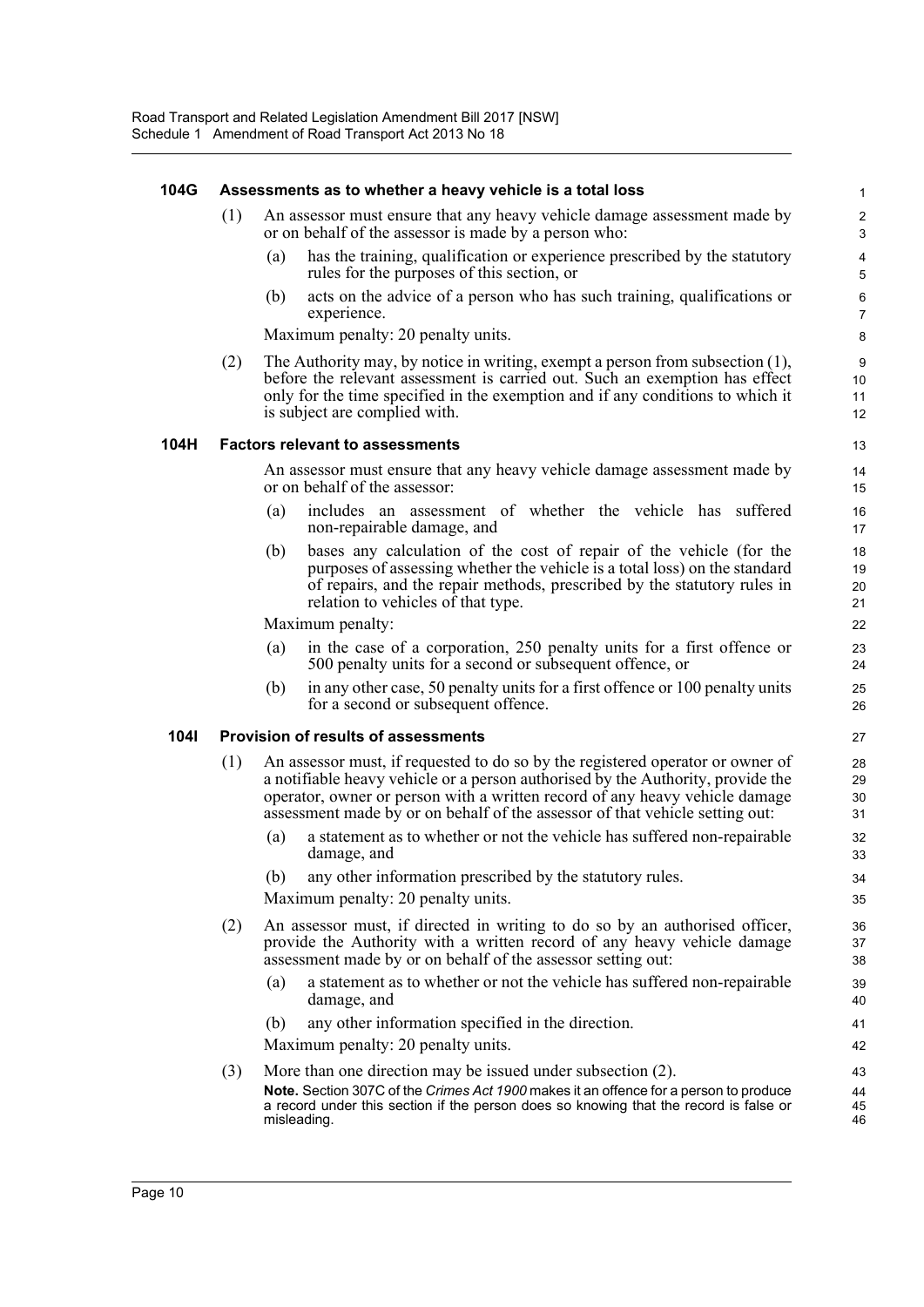#### 104G Assessments as to whether a heavy vehicle is a total loss

(1) An assessor must ensure that any heavy vehicle damage assessment made by or on behalf of the assessor is made by a person who:

(a) has the training, qualification or experience prescribed by the statutory rules for the purposes of this section, or

(b) acts on the advice of a person who has such training, qualifications or experience.

Maximum penalty: 20 penalty units.

(2) The Authority may, by notice in writing, exempt a person from subsection (1), before the relevant assessment is carried out. Such an exemption has effect only for the time specified in the exemption and if any conditions to which it is subject are complied with.

#### 104H Factors relevant to assessments

An assessor must ensure that any heavy vehicle damage assessment made by or on behalf of the assessor:

(a) includes an assessment of whether the vehicle has suffered non-repairable damage, and

(b) bases any calculation of the cost of repair of the vehicle (for the purposes of assessing whether the vehicle is a total loss) on the standard of repairs, and the repair methods, prescribed by the statutory rules in relation to vehicles of that type.

Maximum penalty:

(a) in the case of a corporation, 250 penalty units for a first offence or 500 penalty units for a second or subsequent offence, or

(b) in any other case, 50 penalty units for a first offence or 100 penalty units for a second or subsequent offence.

#### 104I Provision of results of assessments

(1) An assessor must, if requested to do so by the registered operator or owner of a notifiable heavy vehicle or a person authorised by the Authority, provide the operator, owner or person with a written record of any heavy vehicle damage assessment made by or on behalf of the assessor of that vehicle setting out:

(a) a statement as to whether or not the vehicle has suffered non-repairable damage, and

(b) any other information prescribed by the statutory rules.

Maximum penalty: 20 penalty units.

(2) An assessor must, if directed in writing to do so by an authorised officer, provide the Authority with a written record of any heavy vehicle damage assessment made by or on behalf of the assessor setting out:

(a) a statement as to whether or not the vehicle has suffered non-repairable damage, and

(b) any other information specified in the direction.

Maximum penalty: 20 penalty units.

(3) More than one direction may be issued under subsection (2).

**Note.** Section 307C of the *Crimes Act 1900* makes it an offence for a person to produce a record under this section if the person does so knowing that the record is false or misleading.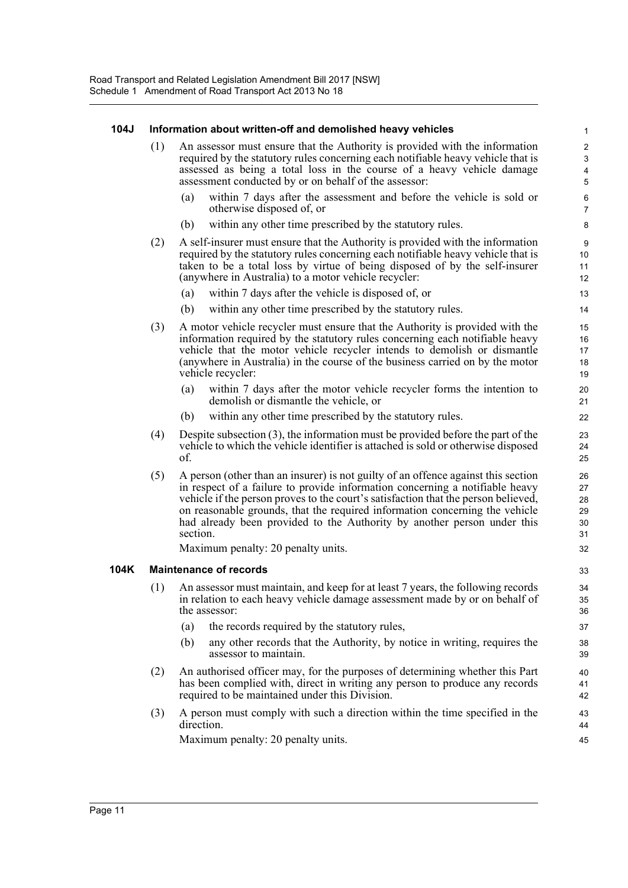#### 104J Information about written-off and demolished heavy vehicles

(1) An assessor must ensure that the Authority is provided with the information required by the statutory rules concerning each notifiable heavy vehicle that is assessed as being a total loss in the course of a heavy vehicle damage assessment conducted by or on behalf of the assessor:

(a) within 7 days after the assessment and before the vehicle is sold or otherwise disposed of, or

(b) within any other time prescribed by the statutory rules.

(2) A self-insurer must ensure that the Authority is provided with the information required by the statutory rules concerning each notifiable heavy vehicle that is taken to be a total loss by virtue of being disposed of by the self-insurer (anywhere in Australia) to a motor vehicle recycler:

(a) within 7 days after the vehicle is disposed of, or

(b) within any other time prescribed by the statutory rules.

(3) A motor vehicle recycler must ensure that the Authority is provided with the information required by the statutory rules concerning each notifiable heavy vehicle that the motor vehicle recycler intends to demolish or dismantle (anywhere in Australia) in the course of the business carried on by the motor vehicle recycler:

(a) within 7 days after the motor vehicle recycler forms the intention to demolish or dismantle the vehicle, or

(b) within any other time prescribed by the statutory rules.

(4) Despite subsection (3), the information must be provided before the part of the vehicle to which the vehicle identifier is attached is sold or otherwise disposed of.

(5) A person (other than an insurer) is not guilty of an offence against this section in respect of a failure to provide information concerning a notifiable heavy vehicle if the person proves to the court's satisfaction that the person believed, on reasonable grounds, that the required information concerning the vehicle had already been provided to the Authority by another person under this section.

Maximum penalty: 20 penalty units.

#### 104K Maintenance of records

(1) An assessor must maintain, and keep for at least 7 years, the following records in relation to each heavy vehicle damage assessment made by or on behalf of the assessor:

(a) the records required by the statutory rules,

(b) any other records that the Authority, by notice in writing, requires the assessor to maintain.

(2) An authorised officer may, for the purposes of determining whether this Part has been complied with, direct in writing any person to produce any records required to be maintained under this Division.

(3) A person must comply with such a direction within the time specified in the direction.

Maximum penalty: 20 penalty units.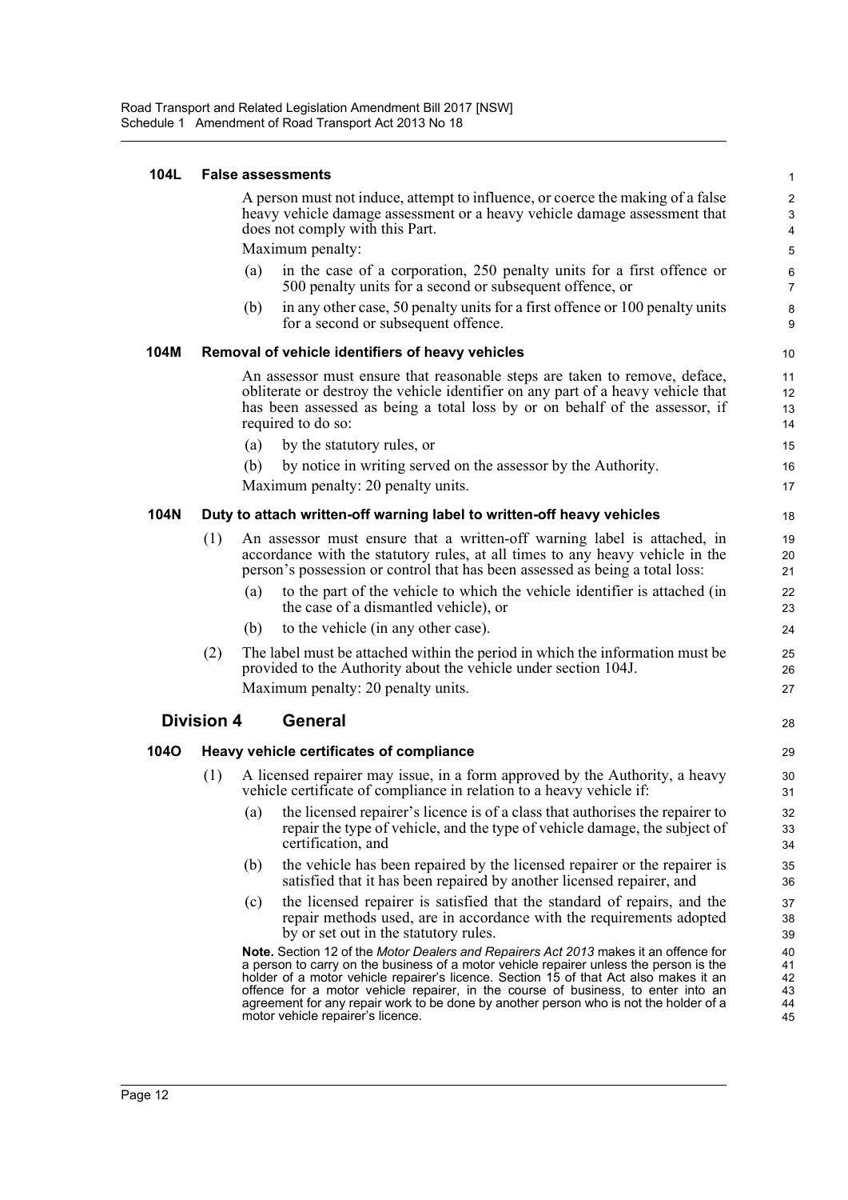#### 104L False assessments

A person must not induce, attempt to influence, or coerce the making of a false heavy vehicle damage assessment or a heavy vehicle damage assessment that does not comply with this Part.

Maximum penalty:

(a) in the case of a corporation, 250 penalty units for a first offence or 500 penalty units for a second or subsequent offence, or

(b) in any other case, 50 penalty units for a first offence or 100 penalty units for a second or subsequent offence.

#### 104M Removal of vehicle identifiers of heavy vehicles

An assessor must ensure that reasonable steps are taken to remove, deface, obliterate or destroy the vehicle identifier on any part of a heavy vehicle that has been assessed as being a total loss by or on behalf of the assessor, if required to do so:

(a) by the statutory rules, or

(b) by notice in writing served on the assessor by the Authority.

Maximum penalty: 20 penalty units.

#### 104N Duty to attach written-off warning label to written-off heavy vehicles

(1) An assessor must ensure that a written-off warning label is attached, in accordance with the statutory rules, at all times to any heavy vehicle in the person's possession or control that has been assessed as being a total loss:

(a) to the part of the vehicle to which the vehicle identifier is attached (in the case of a dismantled vehicle), or

(b) to the vehicle (in any other case).

(2) The label must be attached within the period in which the information must be provided to the Authority about the vehicle under section 104J.

Maximum penalty: 20 penalty units.

### Division 4 General

#### 104O Heavy vehicle certificates of compliance

(1) A licensed repairer may issue, in a form approved by the Authority, a heavy vehicle certificate of compliance in relation to a heavy vehicle if:

(a) the licensed repairer's licence is of a class that authorises the repairer to repair the type of vehicle, and the type of vehicle damage, the subject of certification, and

(b) the vehicle has been repaired by the licensed repairer or the repairer is satisfied that it has been repaired by another licensed repairer, and

(c) the licensed repairer is satisfied that the standard of repairs, and the repair methods used, are in accordance with the requirements adopted by or set out in the statutory rules.

**Note.** Section 12 of the *Motor Dealers and Repairers Act 2013* makes it an offence for a person to carry on the business of a motor vehicle repairer unless the person is the holder of a motor vehicle repairer's licence. Section 15 of that Act also makes it an offence for a motor vehicle repairer, in the course of business, to enter into an agreement for any repair work to be done by another person who is not the holder of a motor vehicle repairer's licence.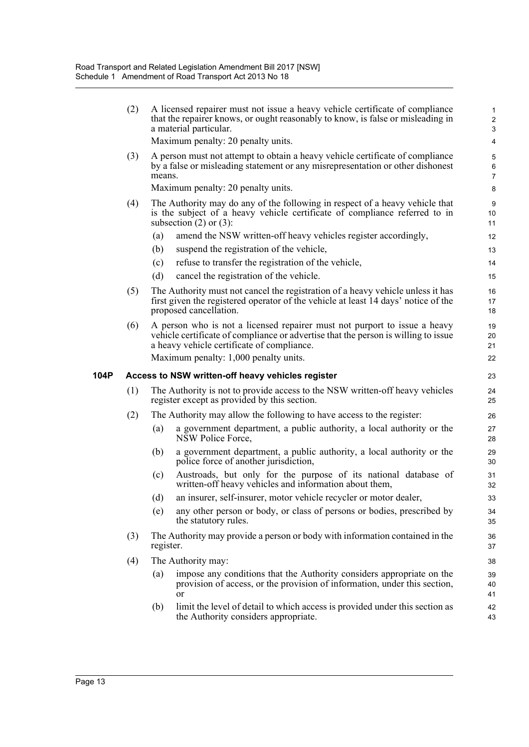(2) A licensed repairer must not issue a heavy vehicle certificate of compliance that the repairer knows, or ought reasonably to know, is false or misleading in a material particular.

Maximum penalty: 20 penalty units.

(3) A person must not attempt to obtain a heavy vehicle certificate of compliance by a false or misleading statement or any misrepresentation or other dishonest means.

Maximum penalty: 20 penalty units.

(4) The Authority may do any of the following in respect of a heavy vehicle that is the subject of a heavy vehicle certificate of compliance referred to in subsection (2) or (3):

- (a) amend the NSW written-off heavy vehicles register accordingly,
- (b) suspend the registration of the vehicle,
- (c) refuse to transfer the registration of the vehicle,
- (d) cancel the registration of the vehicle.

(5) The Authority must not cancel the registration of a heavy vehicle unless it has first given the registered operator of the vehicle at least 14 days' notice of the proposed cancellation.

(6) A person who is not a licensed repairer must not purport to issue a heavy vehicle certificate of compliance or advertise that the person is willing to issue a heavy vehicle certificate of compliance.

Maximum penalty: 1,000 penalty units.

### 104P Access to NSW written-off heavy vehicles register

(1) The Authority is not to provide access to the NSW written-off heavy vehicles register except as provided by this section.

(2) The Authority may allow the following to have access to the register:

- (a) a government department, a public authority, a local authority or the NSW Police Force,
- (b) a government department, a public authority, a local authority or the police force of another jurisdiction,
- (c) Austroads, but only for the purpose of its national database of written-off heavy vehicles and information about them,
- (d) an insurer, self-insurer, motor vehicle recycler or motor dealer,
- (e) any other person or body, or class of persons or bodies, prescribed by the statutory rules.

(3) The Authority may provide a person or body with information contained in the register.

(4) The Authority may:

- (a) impose any conditions that the Authority considers appropriate on the provision of access, or the provision of information, under this section, or
- (b) limit the level of detail to which access is provided under this section as the Authority considers appropriate.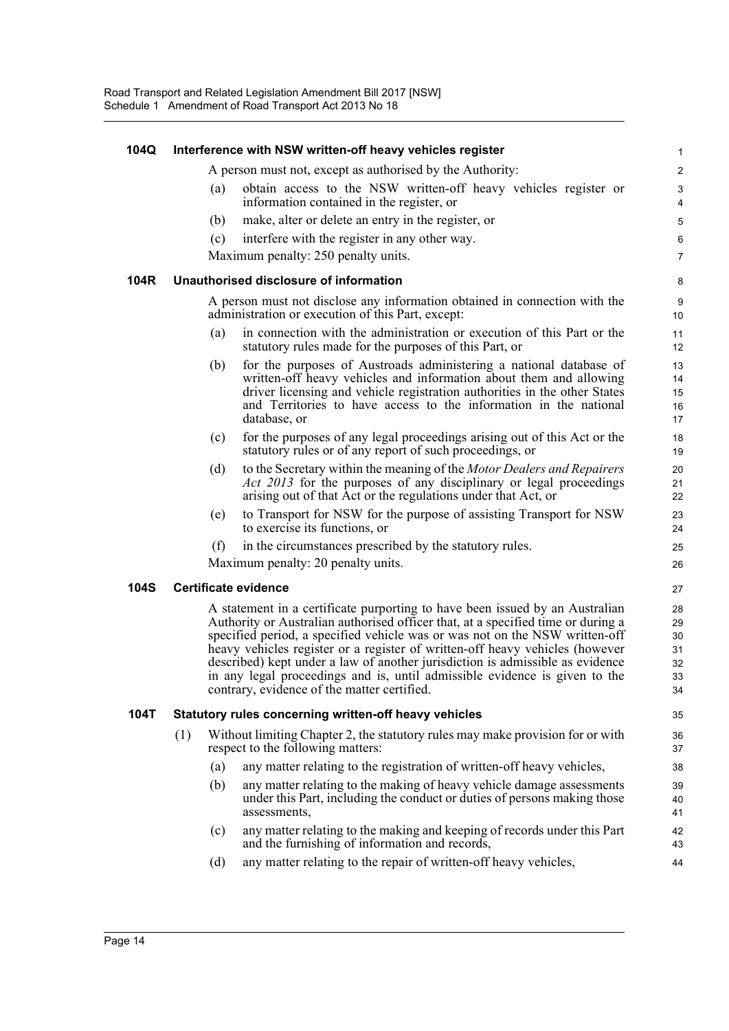**104Q Interference with NSW written-off heavy vehicles register**

A person must not, except as authorised by the Authority:

(a) obtain access to the NSW written-off heavy vehicles register or information contained in the register, or

(b) make, alter or delete an entry in the register, or

(c) interfere with the register in any other way.

Maximum penalty: 250 penalty units.

**104R Unauthorised disclosure of information**

A person must not disclose any information obtained in connection with the administration or execution of this Part, except:

(a) in connection with the administration or execution of this Part or the statutory rules made for the purposes of this Part, or

(b) for the purposes of Austroads administering a national database of written-off heavy vehicles and information about them and allowing driver licensing and vehicle registration authorities in the other States and Territories to have access to the information in the national database, or

(c) for the purposes of any legal proceedings arising out of this Act or the statutory rules or of any report of such proceedings, or

(d) to the Secretary within the meaning of the *Motor Dealers and Repairers Act 2013* for the purposes of any disciplinary or legal proceedings arising out of that Act or the regulations under that Act, or

(e) to Transport for NSW for the purpose of assisting Transport for NSW to exercise its functions, or

(f) in the circumstances prescribed by the statutory rules.

Maximum penalty: 20 penalty units.

**104S Certificate evidence**

A statement in a certificate purporting to have been issued by an Australian Authority or Australian authorised officer that, at a specified time or during a specified period, a specified vehicle was or was not on the NSW written-off heavy vehicles register or a register of written-off heavy vehicles (however described) kept under a law of another jurisdiction is admissible as evidence in any legal proceedings and is, until admissible evidence is given to the contrary, evidence of the matter certified.

**104T Statutory rules concerning written-off heavy vehicles**

(1) Without limiting Chapter 2, the statutory rules may make provision for or with respect to the following matters:

(a) any matter relating to the registration of written-off heavy vehicles,

(b) any matter relating to the making of heavy vehicle damage assessments under this Part, including the conduct or duties of persons making those assessments,

(c) any matter relating to the making and keeping of records under this Part and the furnishing of information and records,

(d) any matter relating to the repair of written-off heavy vehicles,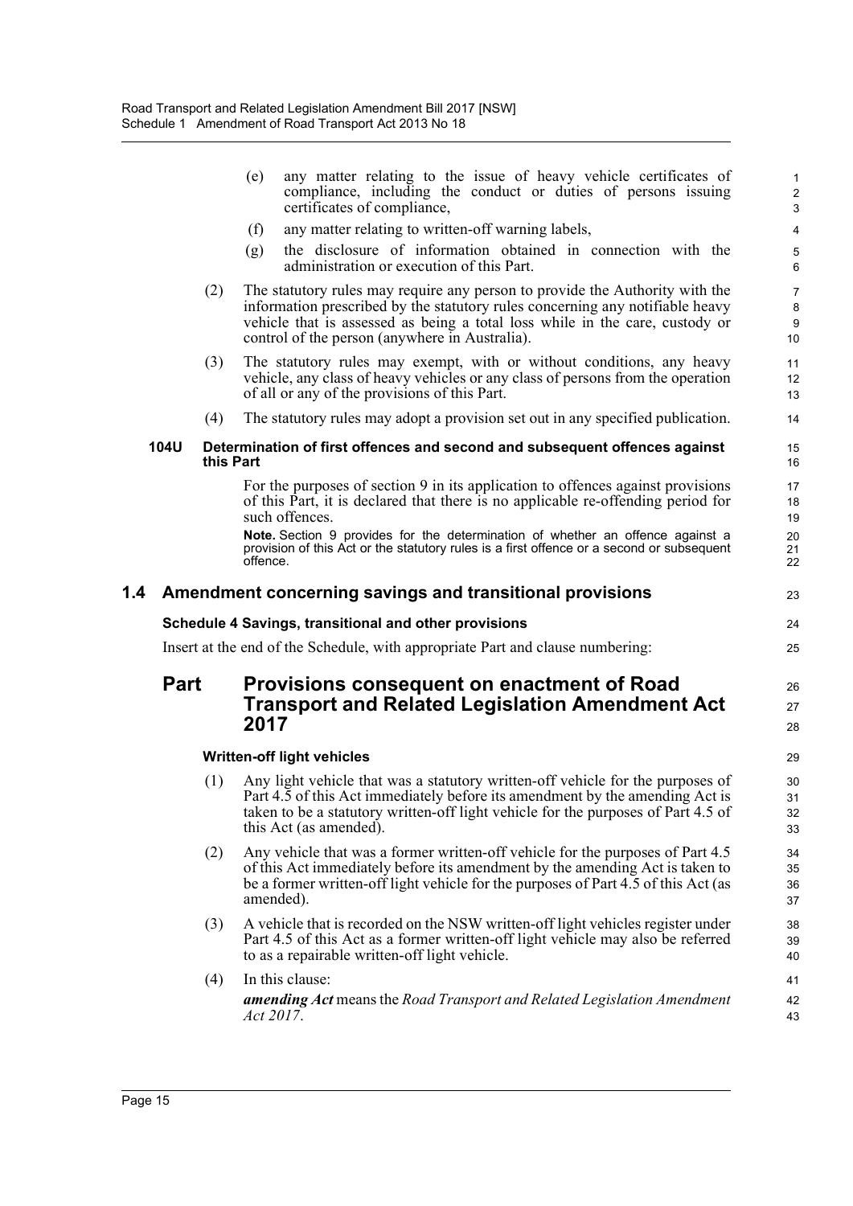(e) any matter relating to the issue of heavy vehicle certificates of compliance, including the conduct or duties of persons issuing certificates of compliance,

(f) any matter relating to written-off warning labels,

(g) the disclosure of information obtained in connection with the administration or execution of this Part.

(2) The statutory rules may require any person to provide the Authority with the information prescribed by the statutory rules concerning any notifiable heavy vehicle that is assessed as being a total loss while in the care, custody or control of the person (anywhere in Australia).

(3) The statutory rules may exempt, with or without conditions, any heavy vehicle, any class of heavy vehicles or any class of persons from the operation of all or any of the provisions of this Part.

(4) The statutory rules may adopt a provision set out in any specified publication.

**104U Determination of first offences and second and subsequent offences against this Part**

For the purposes of section 9 in its application to offences against provisions of this Part, it is declared that there is no applicable re-offending period for such offences.

**Note.** Section 9 provides for the determination of whether an offence against a provision of this Act or the statutory rules is a first offence or a second or subsequent offence.

## 1.4 Amendment concerning savings and transitional provisions

**Schedule 4 Savings, transitional and other provisions**

Insert at the end of the Schedule, with appropriate Part and clause numbering:

## Part Provisions consequent on enactment of Road Transport and Related Legislation Amendment Act 2017

**Written-off light vehicles**

(1) Any light vehicle that was a statutory written-off vehicle for the purposes of Part 4.5 of this Act immediately before its amendment by the amending Act is taken to be a statutory written-off light vehicle for the purposes of Part 4.5 of this Act (as amended).

(2) Any vehicle that was a former written-off vehicle for the purposes of Part 4.5 of this Act immediately before its amendment by the amending Act is taken to be a former written-off light vehicle for the purposes of Part 4.5 of this Act (as amended).

(3) A vehicle that is recorded on the NSW written-off light vehicles register under Part 4.5 of this Act as a former written-off light vehicle may also be referred to as a repairable written-off light vehicle.

(4) In this clause:

***amending Act*** means the *Road Transport and Related Legislation Amendment Act 2017*.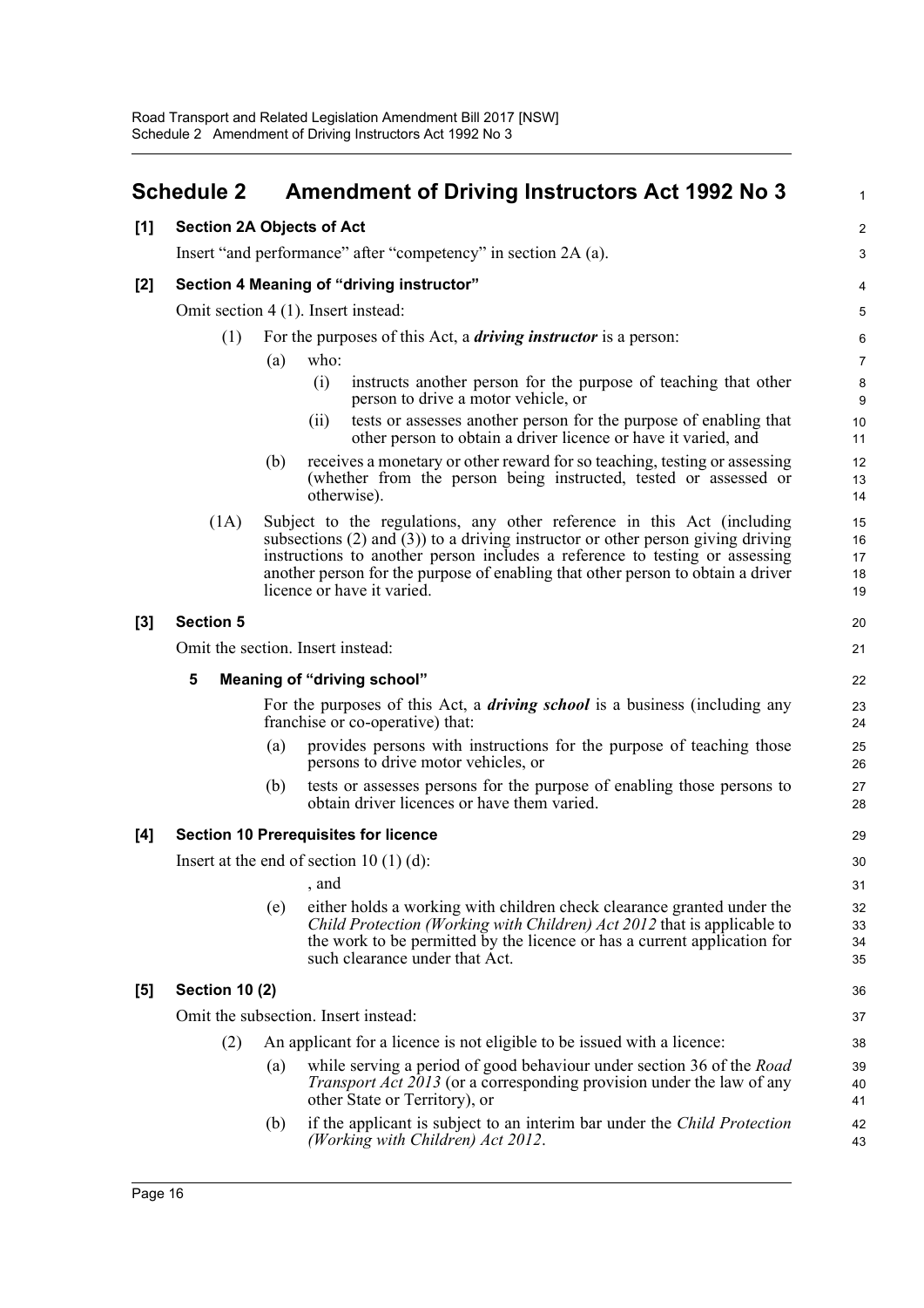## Schedule 2 Amendment of Driving Instructors Act 1992 No 3

**[1] Section 2A Objects of Act**

Insert "and performance" after "competency" in section 2A (a).

**[2] Section 4 Meaning of "driving instructor"**

Omit section 4 (1). Insert instead:

(1) For the purposes of this Act, a ***driving instructor*** is a person:

(a) who:

(i) instructs another person for the purpose of teaching that other person to drive a motor vehicle, or

(ii) tests or assesses another person for the purpose of enabling that other person to obtain a driver licence or have it varied, and

(b) receives a monetary or other reward for so teaching, testing or assessing (whether from the person being instructed, tested or assessed or otherwise).

(1A) Subject to the regulations, any other reference in this Act (including subsections (2) and (3)) to a driving instructor or other person giving driving instructions to another person includes a reference to testing or assessing another person for the purpose of enabling that other person to obtain a driver licence or have it varied.

**[3] Section 5**

Omit the section. Insert instead:

**5 Meaning of "driving school"**

For the purposes of this Act, a ***driving school*** is a business (including any franchise or co-operative) that:

(a) provides persons with instructions for the purpose of teaching those persons to drive motor vehicles, or

(b) tests or assesses persons for the purpose of enabling those persons to obtain driver licences or have them varied.

**[4] Section 10 Prerequisites for licence**

Insert at the end of section 10 (1) (d):

, and

(e) either holds a working with children check clearance granted under the *Child Protection (Working with Children) Act 2012* that is applicable to the work to be permitted by the licence or has a current application for such clearance under that Act.

**[5] Section 10 (2)**

Omit the subsection. Insert instead:

(2) An applicant for a licence is not eligible to be issued with a licence:

(a) while serving a period of good behaviour under section 36 of the *Road Transport Act 2013* (or a corresponding provision under the law of any other State or Territory), or

(b) if the applicant is subject to an interim bar under the *Child Protection (Working with Children) Act 2012*.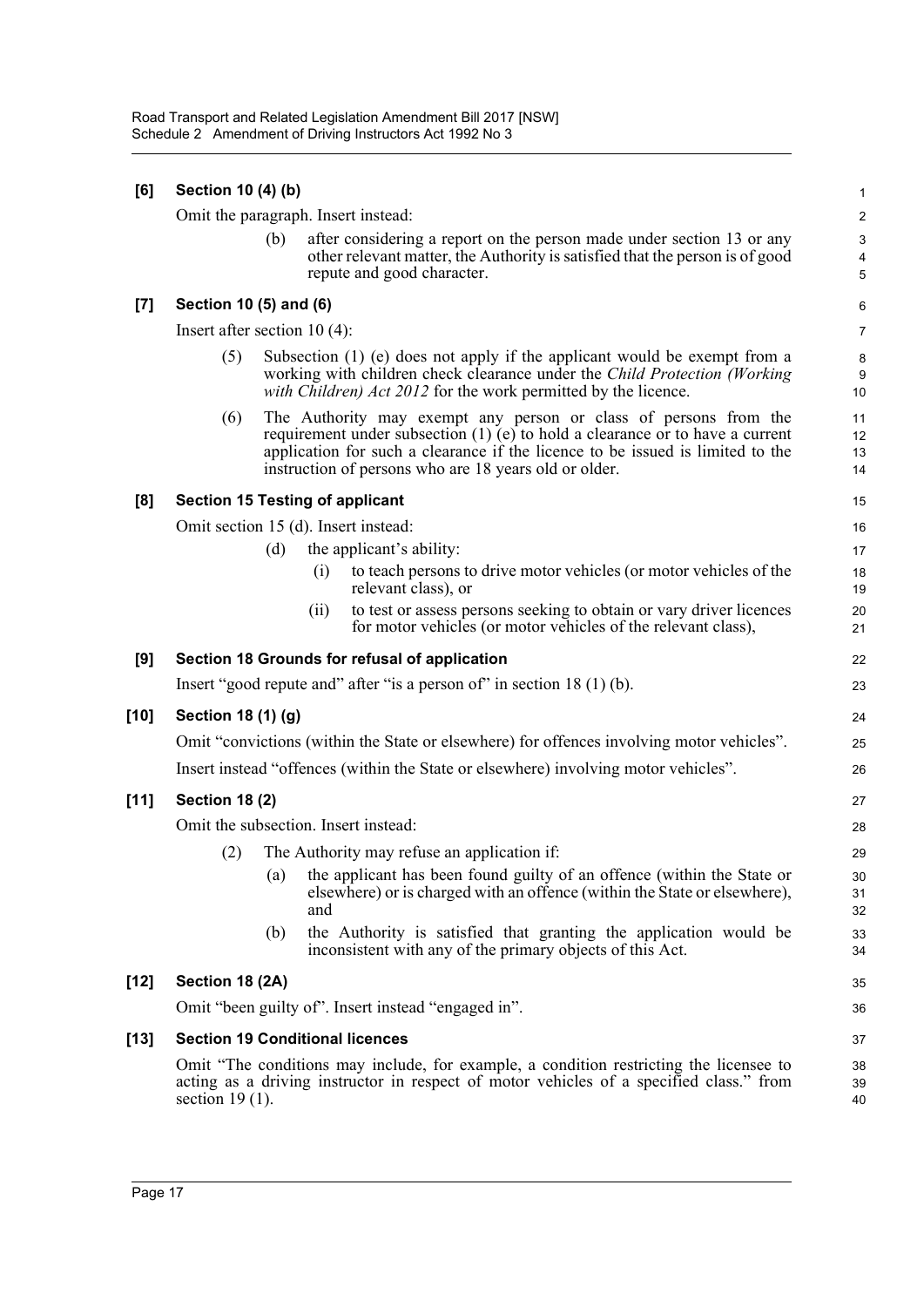**[6] Section 10 (4) (b)**

Omit the paragraph. Insert instead:

> (b) after considering a report on the person made under section 13 or any other relevant matter, the Authority is satisfied that the person is of good repute and good character.

**[7] Section 10 (5) and (6)**

Insert after section 10 (4):

> (5) Subsection (1) (e) does not apply if the applicant would be exempt from a working with children check clearance under the *Child Protection (Working with Children) Act 2012* for the work permitted by the licence.
>
> (6) The Authority may exempt any person or class of persons from the requirement under subsection (1) (e) to hold a clearance or to have a current application for such a clearance if the licence to be issued is limited to the instruction of persons who are 18 years old or older.

**[8] Section 15 Testing of applicant**

Omit section 15 (d). Insert instead:

> (d) the applicant's ability:
>
> (i) to teach persons to drive motor vehicles (or motor vehicles of the relevant class), or
>
> (ii) to test or assess persons seeking to obtain or vary driver licences for motor vehicles (or motor vehicles of the relevant class),

**[9] Section 18 Grounds for refusal of application**

Insert "good repute and" after "is a person of" in section 18 (1) (b).

**[10] Section 18 (1) (g)**

Omit "convictions (within the State or elsewhere) for offences involving motor vehicles".

Insert instead "offences (within the State or elsewhere) involving motor vehicles".

**[11] Section 18 (2)**

Omit the subsection. Insert instead:

> (2) The Authority may refuse an application if:
>
> (a) the applicant has been found guilty of an offence (within the State or elsewhere) or is charged with an offence (within the State or elsewhere), and
>
> (b) the Authority is satisfied that granting the application would be inconsistent with any of the primary objects of this Act.

**[12] Section 18 (2A)**

Omit "been guilty of". Insert instead "engaged in".

**[13] Section 19 Conditional licences**

Omit "The conditions may include, for example, a condition restricting the licensee to acting as a driving instructor in respect of motor vehicles of a specified class." from section 19 (1).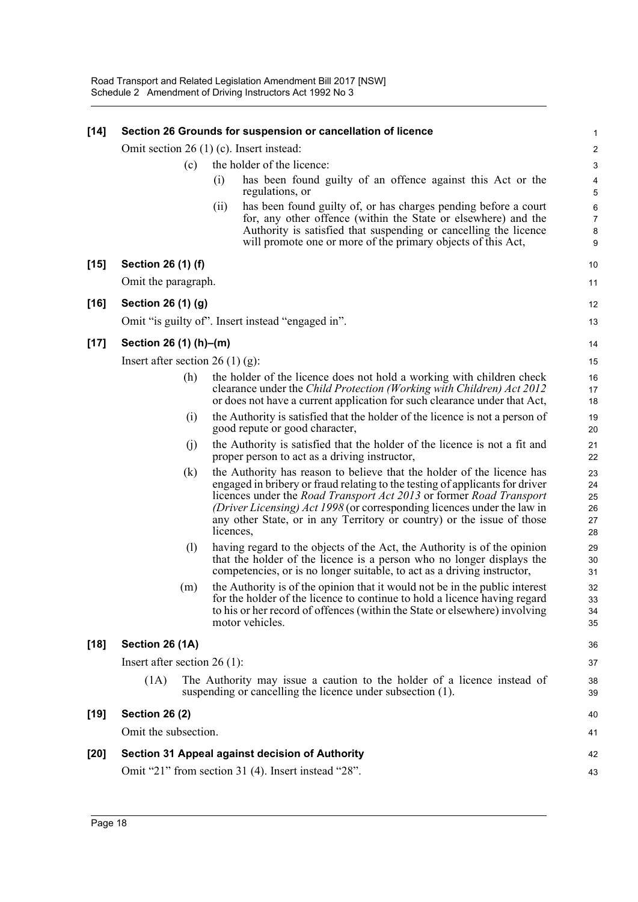**[14] Section 26 Grounds for suspension or cancellation of licence**

Omit section 26 (1) (c). Insert instead:

(c) the holder of the licence:

(i) has been found guilty of an offence against this Act or the regulations, or

(ii) has been found guilty of, or has charges pending before a court for, any other offence (within the State or elsewhere) and the Authority is satisfied that suspending or cancelling the licence will promote one or more of the primary objects of this Act,

**[15] Section 26 (1) (f)**

Omit the paragraph.

**[16] Section 26 (1) (g)**

Omit "is guilty of". Insert instead "engaged in".

**[17] Section 26 (1) (h)–(m)**

Insert after section 26 (1) (g):

(h) the holder of the licence does not hold a working with children check clearance under the *Child Protection (Working with Children) Act 2012* or does not have a current application for such clearance under that Act,

(i) the Authority is satisfied that the holder of the licence is not a person of good repute or good character,

(j) the Authority is satisfied that the holder of the licence is not a fit and proper person to act as a driving instructor,

(k) the Authority has reason to believe that the holder of the licence has engaged in bribery or fraud relating to the testing of applicants for driver licences under the *Road Transport Act 2013* or former *Road Transport (Driver Licensing) Act 1998* (or corresponding licences under the law in any other State, or in any Territory or country) or the issue of those licences,

(l) having regard to the objects of the Act, the Authority is of the opinion that the holder of the licence is a person who no longer displays the competencies, or is no longer suitable, to act as a driving instructor,

(m) the Authority is of the opinion that it would not be in the public interest for the holder of the licence to continue to hold a licence having regard to his or her record of offences (within the State or elsewhere) involving motor vehicles.

**[18] Section 26 (1A)**

Insert after section 26 (1):

(1A) The Authority may issue a caution to the holder of a licence instead of suspending or cancelling the licence under subsection (1).

**[19] Section 26 (2)**

Omit the subsection.

**[20] Section 31 Appeal against decision of Authority**

Omit "21" from section 31 (4). Insert instead "28".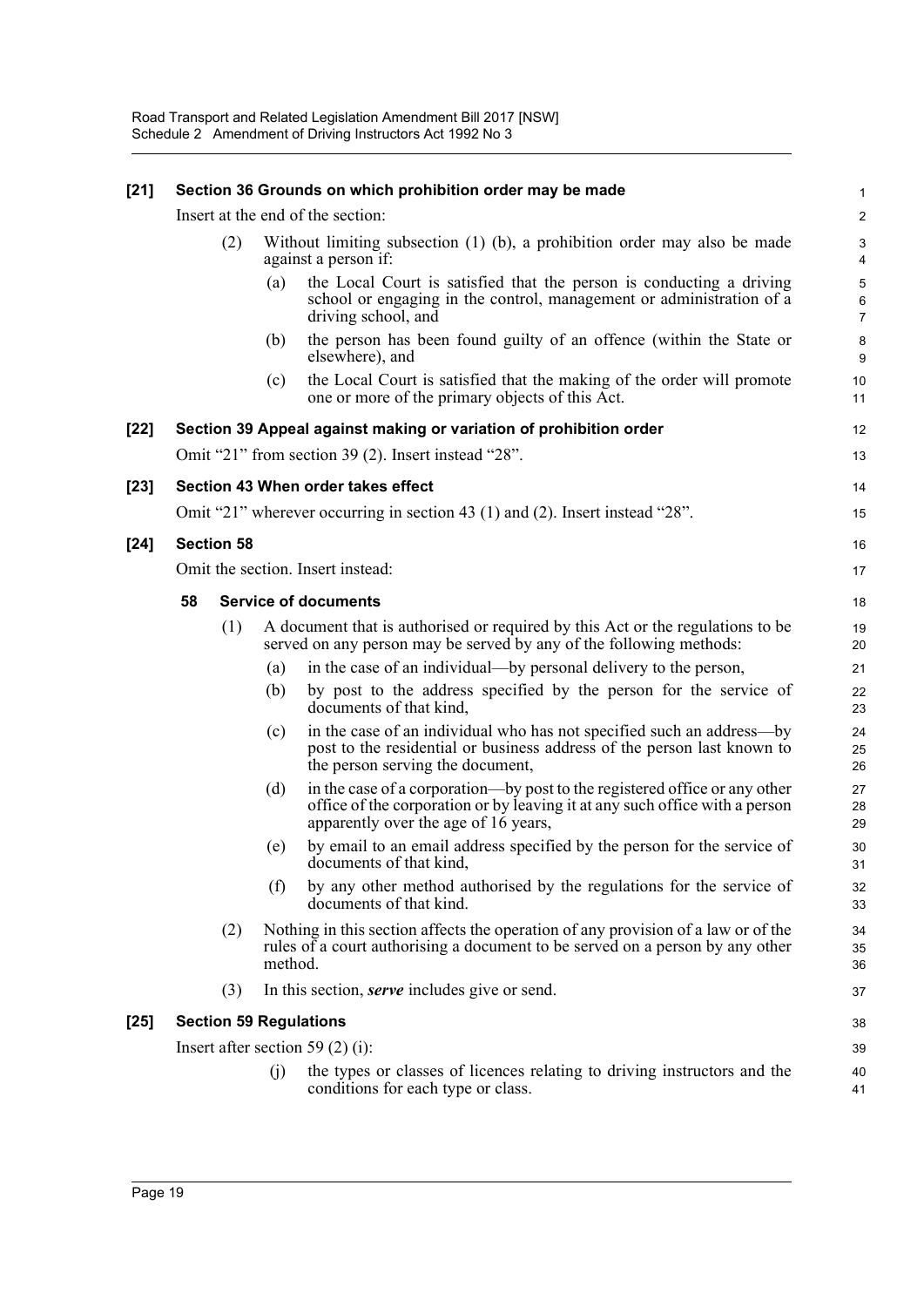**[21] Section 36 Grounds on which prohibition order may be made**

Insert at the end of the section:

(2) Without limiting subsection (1) (b), a prohibition order may also be made against a person if:

(a) the Local Court is satisfied that the person is conducting a driving school or engaging in the control, management or administration of a driving school, and

(b) the person has been found guilty of an offence (within the State or elsewhere), and

(c) the Local Court is satisfied that the making of the order will promote one or more of the primary objects of this Act.

**[22] Section 39 Appeal against making or variation of prohibition order**

Omit "21" from section 39 (2). Insert instead "28".

**[23] Section 43 When order takes effect**

Omit "21" wherever occurring in section 43 (1) and (2). Insert instead "28".

**[24] Section 58**

Omit the section. Insert instead:

**58 Service of documents**

(1) A document that is authorised or required by this Act or the regulations to be served on any person may be served by any of the following methods:

(a) in the case of an individual—by personal delivery to the person,

(b) by post to the address specified by the person for the service of documents of that kind,

(c) in the case of an individual who has not specified such an address—by post to the residential or business address of the person last known to the person serving the document,

(d) in the case of a corporation—by post to the registered office or any other office of the corporation or by leaving it at any such office with a person apparently over the age of 16 years,

(e) by email to an email address specified by the person for the service of documents of that kind,

(f) by any other method authorised by the regulations for the service of documents of that kind.

(2) Nothing in this section affects the operation of any provision of a law or of the rules of a court authorising a document to be served on a person by any other method.

(3) In this section, ***serve*** includes give or send.

**[25] Section 59 Regulations**

Insert after section 59 (2) (i):

(j) the types or classes of licences relating to driving instructors and the conditions for each type or class.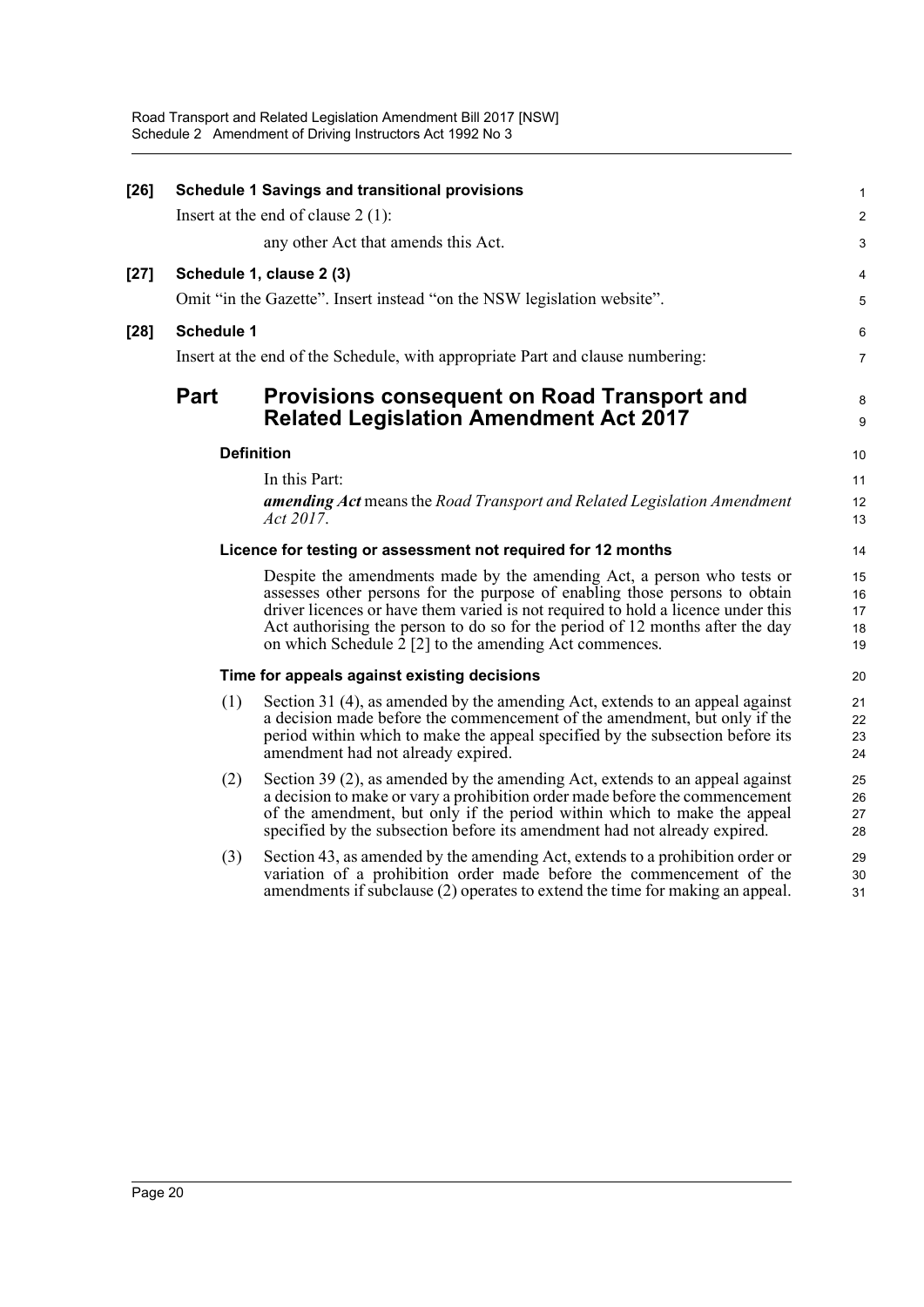**[26] Schedule 1 Savings and transitional provisions**

Insert at the end of clause 2 (1):

any other Act that amends this Act.

**[27] Schedule 1, clause 2 (3)**

Omit "in the Gazette". Insert instead "on the NSW legislation website".

**[28] Schedule 1**

Insert at the end of the Schedule, with appropriate Part and clause numbering:

## Part Provisions consequent on Road Transport and Related Legislation Amendment Act 2017

### Definition

In this Part:

***amending Act*** means the *Road Transport and Related Legislation Amendment Act 2017*.

### Licence for testing or assessment not required for 12 months

Despite the amendments made by the amending Act, a person who tests or assesses other persons for the purpose of enabling those persons to obtain driver licences or have them varied is not required to hold a licence under this Act authorising the person to do so for the period of 12 months after the day on which Schedule 2 [2] to the amending Act commences.

### Time for appeals against existing decisions

(1) Section 31 (4), as amended by the amending Act, extends to an appeal against a decision made before the commencement of the amendment, but only if the period within which to make the appeal specified by the subsection before its amendment had not already expired.

(2) Section 39 (2), as amended by the amending Act, extends to an appeal against a decision to make or vary a prohibition order made before the commencement of the amendment, but only if the period within which to make the appeal specified by the subsection before its amendment had not already expired.

(3) Section 43, as amended by the amending Act, extends to a prohibition order or variation of a prohibition order made before the commencement of the amendments if subclause (2) operates to extend the time for making an appeal.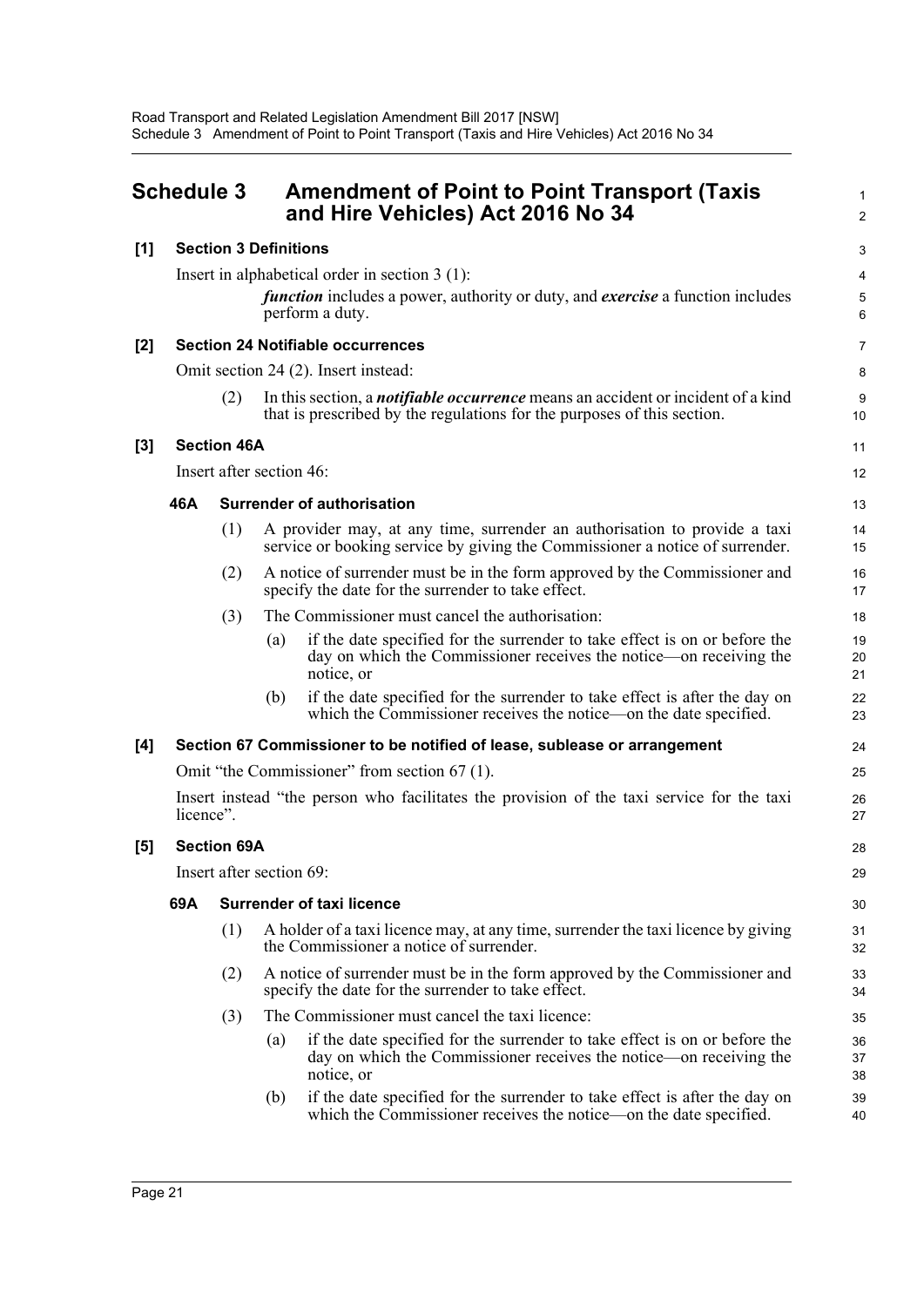# Schedule 3 Amendment of Point to Point Transport (Taxis and Hire Vehicles) Act 2016 No 34

**[1] Section 3 Definitions**

Insert in alphabetical order in section 3 (1):

> ***function*** includes a power, authority or duty, and ***exercise*** a function includes perform a duty.

**[2] Section 24 Notifiable occurrences**

Omit section 24 (2). Insert instead:

> (2) In this section, a ***notifiable occurrence*** means an accident or incident of a kind that is prescribed by the regulations for the purposes of this section.

**[3] Section 46A**

Insert after section 46:

> **46A Surrender of authorisation**
>
> (1) A provider may, at any time, surrender an authorisation to provide a taxi service or booking service by giving the Commissioner a notice of surrender.
>
> (2) A notice of surrender must be in the form approved by the Commissioner and specify the date for the surrender to take effect.
>
> (3) The Commissioner must cancel the authorisation:
>
> (a) if the date specified for the surrender to take effect is on or before the day on which the Commissioner receives the notice—on receiving the notice, or
>
> (b) if the date specified for the surrender to take effect is after the day on which the Commissioner receives the notice—on the date specified.

**[4] Section 67 Commissioner to be notified of lease, sublease or arrangement**

Omit "the Commissioner" from section 67 (1).

Insert instead "the person who facilitates the provision of the taxi service for the taxi licence".

**[5] Section 69A**

Insert after section 69:

> **69A Surrender of taxi licence**
>
> (1) A holder of a taxi licence may, at any time, surrender the taxi licence by giving the Commissioner a notice of surrender.
>
> (2) A notice of surrender must be in the form approved by the Commissioner and specify the date for the surrender to take effect.
>
> (3) The Commissioner must cancel the taxi licence:
>
> (a) if the date specified for the surrender to take effect is on or before the day on which the Commissioner receives the notice—on receiving the notice, or
>
> (b) if the date specified for the surrender to take effect is after the day on which the Commissioner receives the notice—on the date specified.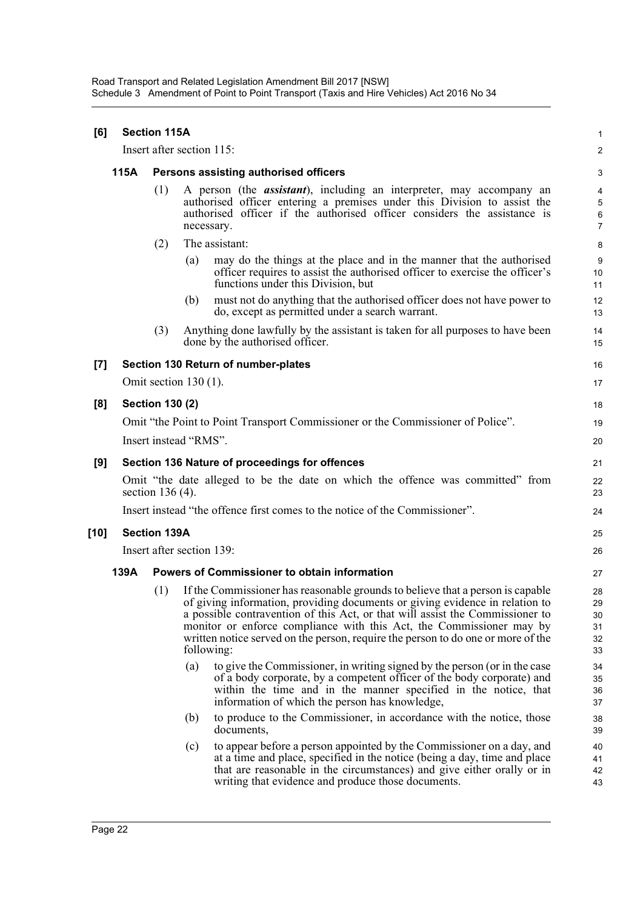**[6] Section 115A**

Insert after section 115:

**115A Persons assisting authorised officers**

(1) A person (the ***assistant***), including an interpreter, may accompany an authorised officer entering a premises under this Division to assist the authorised officer if the authorised officer considers the assistance is necessary.

(2) The assistant:

(a) may do the things at the place and in the manner that the authorised officer requires to assist the authorised officer to exercise the officer's functions under this Division, but

(b) must not do anything that the authorised officer does not have power to do, except as permitted under a search warrant.

(3) Anything done lawfully by the assistant is taken for all purposes to have been done by the authorised officer.

**[7] Section 130 Return of number-plates**

Omit section 130 (1).

**[8] Section 130 (2)**

Omit "the Point to Point Transport Commissioner or the Commissioner of Police".

Insert instead "RMS".

**[9] Section 136 Nature of proceedings for offences**

Omit "the date alleged to be the date on which the offence was committed" from section 136 (4).

Insert instead "the offence first comes to the notice of the Commissioner".

**[10] Section 139A**

Insert after section 139:

**139A Powers of Commissioner to obtain information**

(1) If the Commissioner has reasonable grounds to believe that a person is capable of giving information, providing documents or giving evidence in relation to a possible contravention of this Act, or that will assist the Commissioner to monitor or enforce compliance with this Act, the Commissioner may by written notice served on the person, require the person to do one or more of the following:

(a) to give the Commissioner, in writing signed by the person (or in the case of a body corporate, by a competent officer of the body corporate) and within the time and in the manner specified in the notice, that information of which the person has knowledge,

(b) to produce to the Commissioner, in accordance with the notice, those documents,

(c) to appear before a person appointed by the Commissioner on a day, and at a time and place, specified in the notice (being a day, time and place that are reasonable in the circumstances) and give either orally or in writing that evidence and produce those documents.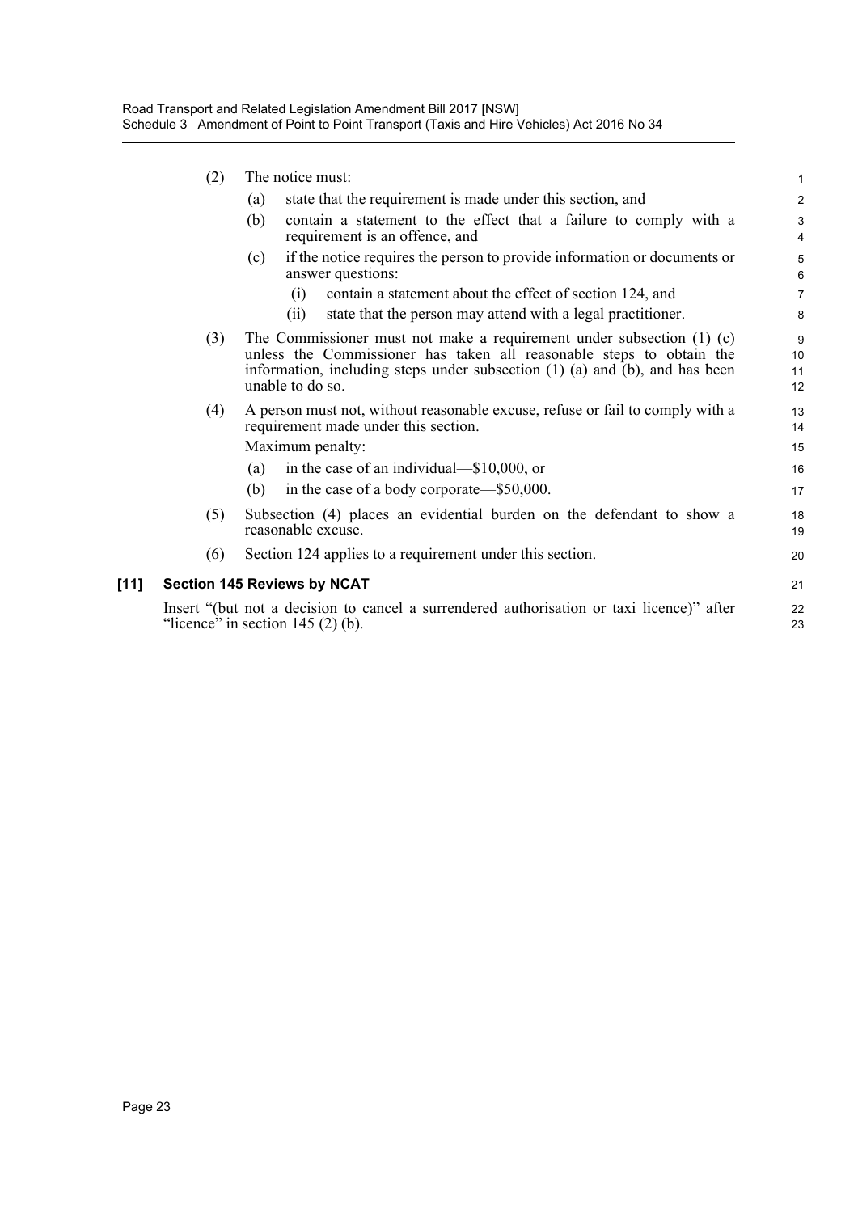(2) The notice must:

(a) state that the requirement is made under this section, and

(b) contain a statement to the effect that a failure to comply with a requirement is an offence, and

(c) if the notice requires the person to provide information or documents or answer questions:

(i) contain a statement about the effect of section 124, and

(ii) state that the person may attend with a legal practitioner.

(3) The Commissioner must not make a requirement under subsection (1) (c) unless the Commissioner has taken all reasonable steps to obtain the information, including steps under subsection (1) (a) and (b), and has been unable to do so.

(4) A person must not, without reasonable excuse, refuse or fail to comply with a requirement made under this section.

Maximum penalty:

(a) in the case of an individual—$10,000, or

(b) in the case of a body corporate—$50,000.

(5) Subsection (4) places an evidential burden on the defendant to show a reasonable excuse.

(6) Section 124 applies to a requirement under this section.

**[11] Section 145 Reviews by NCAT**

Insert "(but not a decision to cancel a surrendered authorisation or taxi licence)" after "licence" in section 145 (2) (b).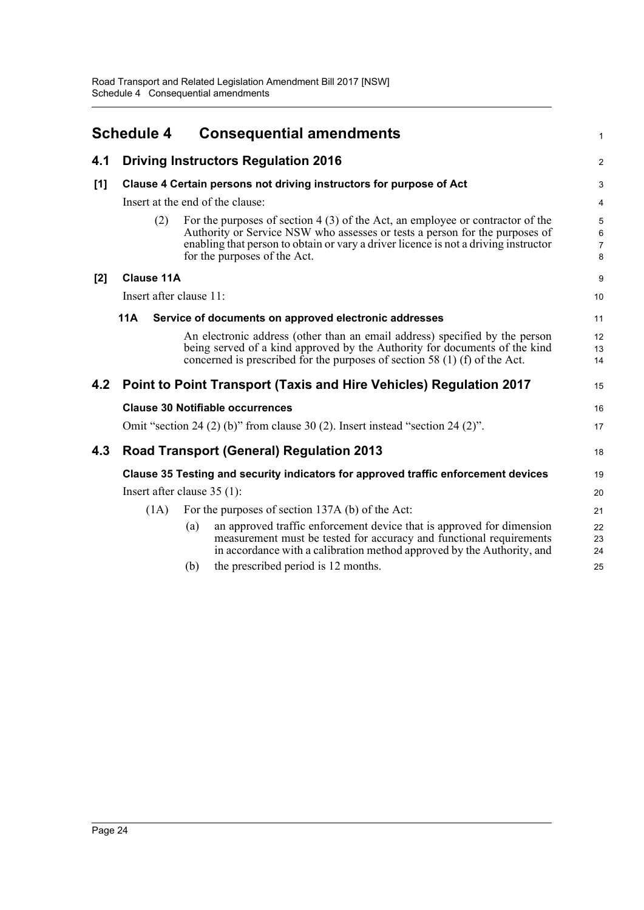# Schedule 4 Consequential amendments

## 4.1 Driving Instructors Regulation 2016

### [1] Clause 4 Certain persons not driving instructors for purpose of Act

Insert at the end of the clause:

(2) For the purposes of section 4 (3) of the Act, an employee or contractor of the Authority or Service NSW who assesses or tests a person for the purposes of enabling that person to obtain or vary a driver licence is not a driving instructor for the purposes of the Act.

### [2] Clause 11A

Insert after clause 11:

**11A Service of documents on approved electronic addresses**

An electronic address (other than an email address) specified by the person being served of a kind approved by the Authority for documents of the kind concerned is prescribed for the purposes of section 58 (1) (f) of the Act.

## 4.2 Point to Point Transport (Taxis and Hire Vehicles) Regulation 2017

### Clause 30 Notifiable occurrences

Omit "section 24 (2) (b)" from clause 30 (2). Insert instead "section 24 (2)".

## 4.3 Road Transport (General) Regulation 2013

### Clause 35 Testing and security indicators for approved traffic enforcement devices

Insert after clause 35 (1):

(1A) For the purposes of section 137A (b) of the Act:

(a) an approved traffic enforcement device that is approved for dimension measurement must be tested for accuracy and functional requirements in accordance with a calibration method approved by the Authority, and

(b) the prescribed period is 12 months.